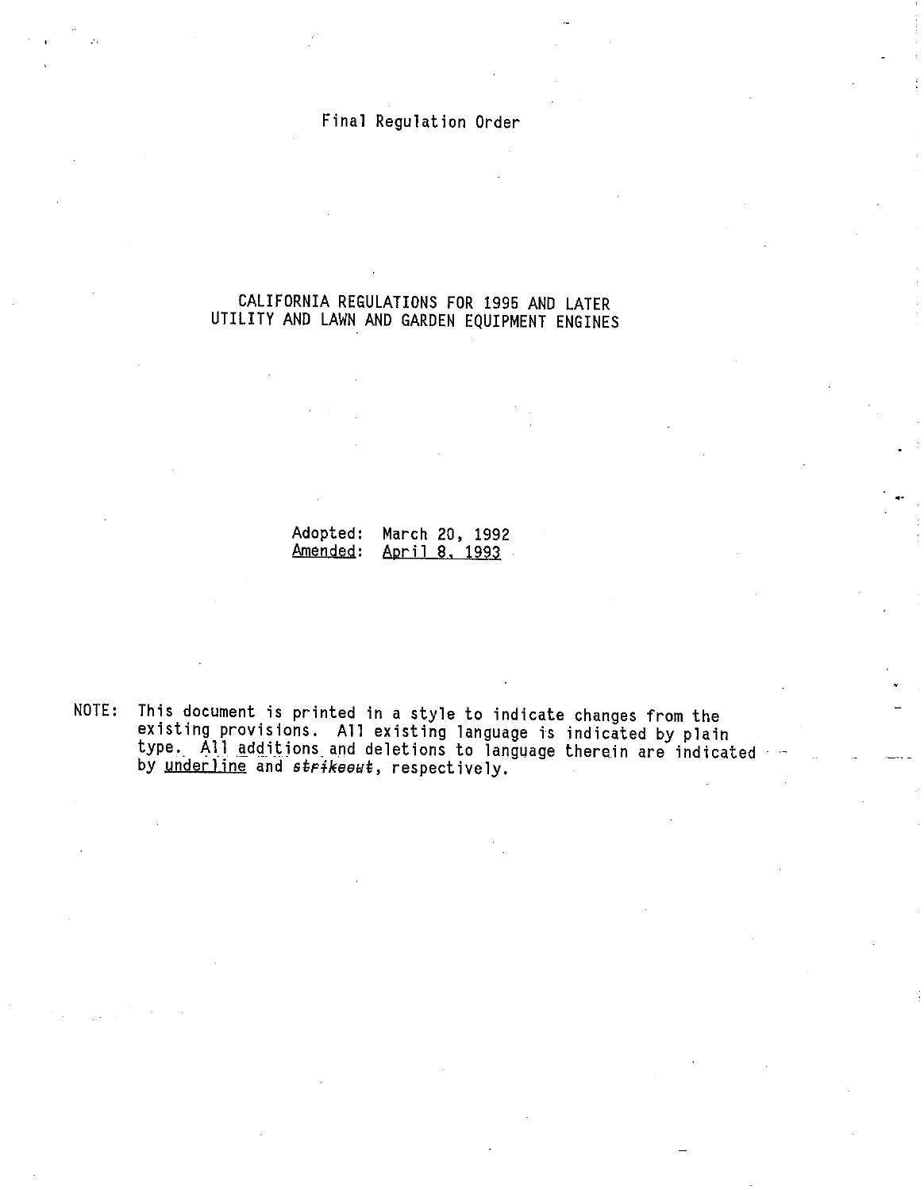Final Regulation Order

# CALIFORNIA REGULATIONS FOR 1995 AND LATER UTILITY AND LAWN AND GARDEN EQUIPMENT ENGINES

Adopted: March 20, 1992
<u>Amended</u>: <u>April 8, 1993</u>

NOTE: This document is printed in a style to indicate changes from the existing provisions. All existing language is indicated by plain type. All additions and deletions to language therein are indicated by <u>underline</u> and ~~strikeout~~, respectively.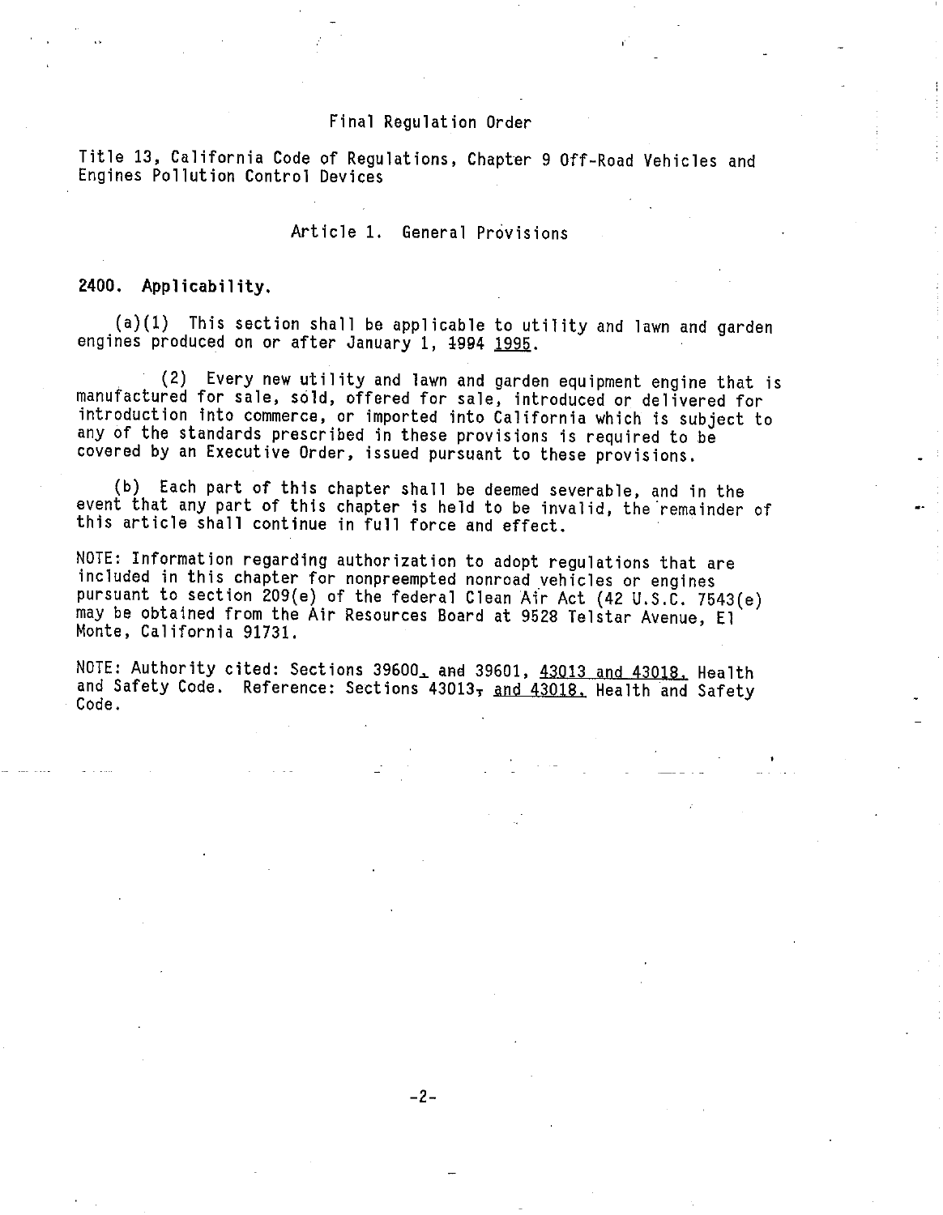Final Regulation Order

Title 13, California Code of Regulations, Chapter 9 Off-Road Vehicles and Engines Pollution Control Devices

Article 1. General Provisions

**2400. Applicability.**

(a)(1) This section shall be applicable to utility and lawn and garden engines produced on or after January 1, ~~1994~~ <u>1995</u>.

(2) Every new utility and lawn and garden equipment engine that is manufactured for sale, sold, offered for sale, introduced or delivered for introduction into commerce, or imported into California which is subject to any of the standards prescribed in these provisions is required to be covered by an Executive Order, issued pursuant to these provisions.

(b) Each part of this chapter shall be deemed severable, and in the event that any part of this chapter is held to be invalid, the remainder of this article shall continue in full force and effect.

NOTE: Information regarding authorization to adopt regulations that are included in this chapter for nonpreempted nonroad vehicles or engines pursuant to section 209(e) of the federal Clean Air Act (42 U.S.C. 7543(e) may be obtained from the Air Resources Board at 9528 Telstar Avenue, El Monte, California 91731.

NOTE: Authority cited: Sections 39600<u>,</u> ~~and~~ 39601, <u>43013 and 43018,</u> Health and Safety Code. Reference: Sections 43013~~,~~ <u>and 43018,</u> Health and Safety Code.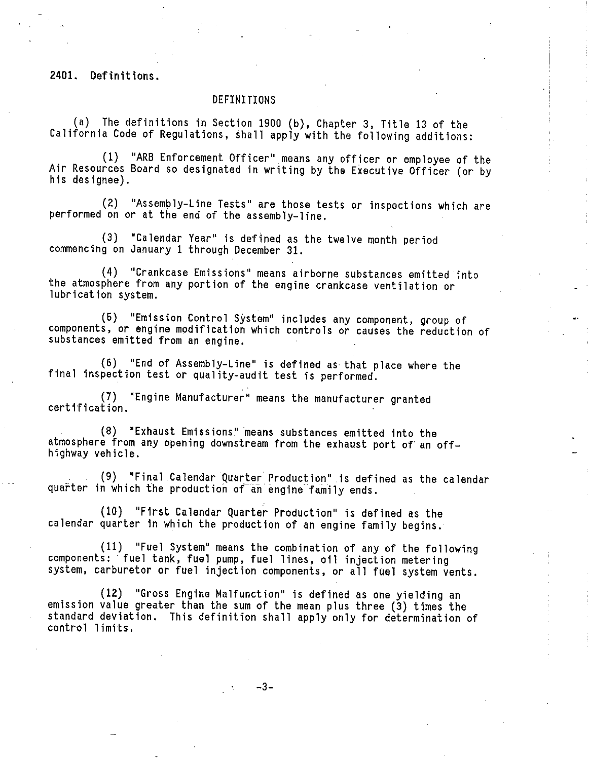**2401. Definitions.**

DEFINITIONS

(a) The definitions in Section 1900 (b), Chapter 3, Title 13 of the California Code of Regulations, shall apply with the following additions:

(1) "ARB Enforcement Officer" means any officer or employee of the Air Resources Board so designated in writing by the Executive Officer (or by his designee).

(2) "Assembly-Line Tests" are those tests or inspections which are performed on or at the end of the assembly-line.

(3) "Calendar Year" is defined as the twelve month period commencing on January 1 through December 31.

(4) "Crankcase Emissions" means airborne substances emitted into the atmosphere from any portion of the engine crankcase ventilation or lubrication system.

(5) "Emission Control System" includes any component, group of components, or engine modification which controls or causes the reduction of substances emitted from an engine.

(6) "End of Assembly-Line" is defined as that place where the final inspection test or quality-audit test is performed.

(7) "Engine Manufacturer" means the manufacturer granted certification.

(8) "Exhaust Emissions" means substances emitted into the atmosphere from any opening downstream from the exhaust port of an off-highway vehicle.

(9) "Final Calendar Quarter Production" is defined as the calendar quarter in which the production of an engine family ends.

(10) "First Calendar Quarter Production" is defined as the calendar quarter in which the production of an engine family begins.

(11) "Fuel System" means the combination of any of the following components: fuel tank, fuel pump, fuel lines, oil injection metering system, carburetor or fuel injection components, or all fuel system vents.

(12) "Gross Engine Malfunction" is defined as one yielding an emission value greater than the sum of the mean plus three (3) times the standard deviation. This definition shall apply only for determination of control limits.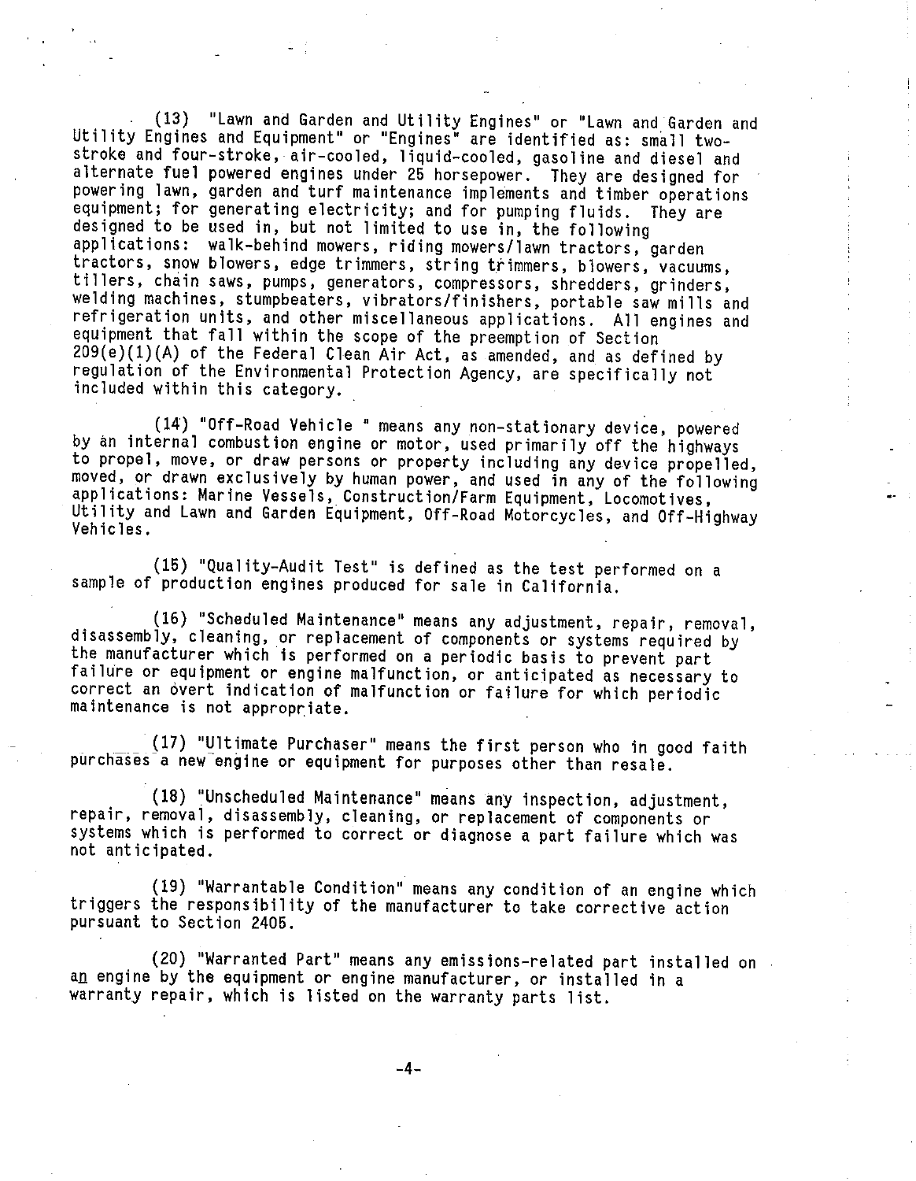(13) "Lawn and Garden and Utility Engines" or "Lawn and Garden and Utility Engines and Equipment" or "Engines" are identified as: small two-stroke and four-stroke, air-cooled, liquid-cooled, gasoline and diesel and alternate fuel powered engines under 25 horsepower. They are designed for powering lawn, garden and turf maintenance implements and timber operations equipment; for generating electricity; and for pumping fluids. They are designed to be used in, but not limited to use in, the following applications: walk-behind mowers, riding mowers/lawn tractors, garden tractors, snow blowers, edge trimmers, string trimmers, blowers, vacuums, tillers, chain saws, pumps, generators, compressors, shredders, grinders, welding machines, stumpbeaters, vibrators/finishers, portable saw mills and refrigeration units, and other miscellaneous applications. All engines and equipment that fall within the scope of the preemption of Section 209(e)(1)(A) of the Federal Clean Air Act, as amended, and as defined by regulation of the Environmental Protection Agency, are specifically not included within this category.

(14) "Off-Road Vehicle " means any non-stationary device, powered by an internal combustion engine or motor, used primarily off the highways to propel, move, or draw persons or property including any device propelled, moved, or drawn exclusively by human power, and used in any of the following applications: Marine Vessels, Construction/Farm Equipment, Locomotives, Utility and Lawn and Garden Equipment, Off-Road Motorcycles, and Off-Highway Vehicles.

(15) "Quality-Audit Test" is defined as the test performed on a sample of production engines produced for sale in California.

(16) "Scheduled Maintenance" means any adjustment, repair, removal, disassembly, cleaning, or replacement of components or systems required by the manufacturer which is performed on a periodic basis to prevent part failure or equipment or engine malfunction, or anticipated as necessary to correct an overt indication of malfunction or failure for which periodic maintenance is not appropriate.

(17) "Ultimate Purchaser" means the first person who in good faith purchases a new engine or equipment for purposes other than resale.

(18) "Unscheduled Maintenance" means any inspection, adjustment, repair, removal, disassembly, cleaning, or replacement of components or systems which is performed to correct or diagnose a part failure which was not anticipated.

(19) "Warrantable Condition" means any condition of an engine which triggers the responsibility of the manufacturer to take corrective action pursuant to Section 2405.

(20) "Warranted Part" means any emissions-related part installed on an engine by the equipment or engine manufacturer, or installed in a warranty repair, which is listed on the warranty parts list.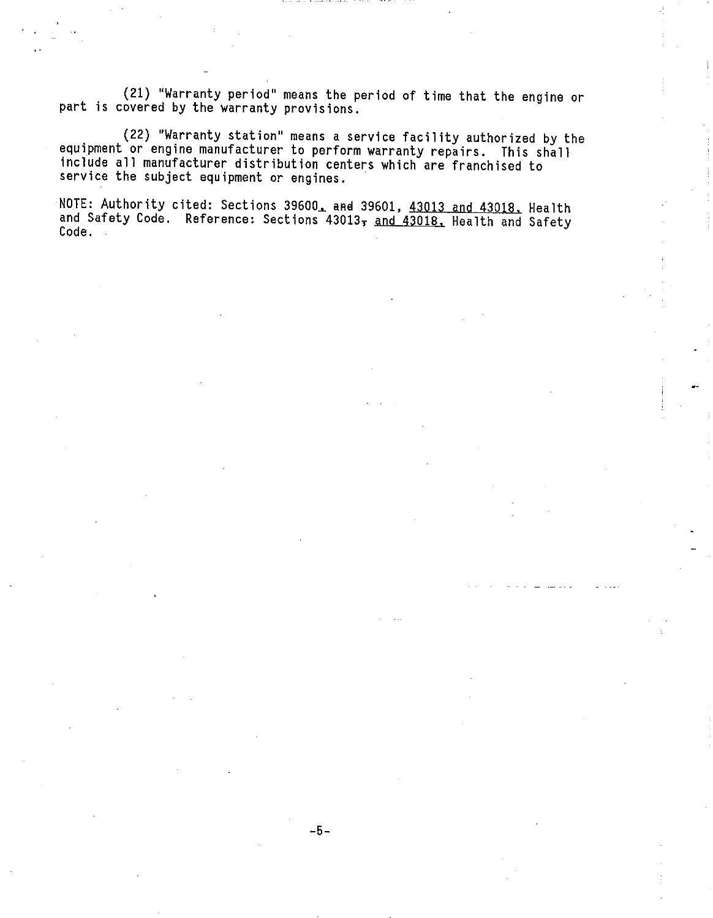(21) "Warranty period" means the period of time that the engine or part is covered by the warranty provisions.

(22) "Warranty station" means a service facility authorized by the equipment or engine manufacturer to perform warranty repairs. This shall include all manufacturer distribution centers which are franchised to service the subject equipment or engines.

NOTE: Authority cited: Sections 39600, ~~and~~ 39601, <u>43013 and 43018,</u> Health and Safety Code. Reference: Sections 43013~~,~~ <u>and 43018,</u> Health and Safety Code.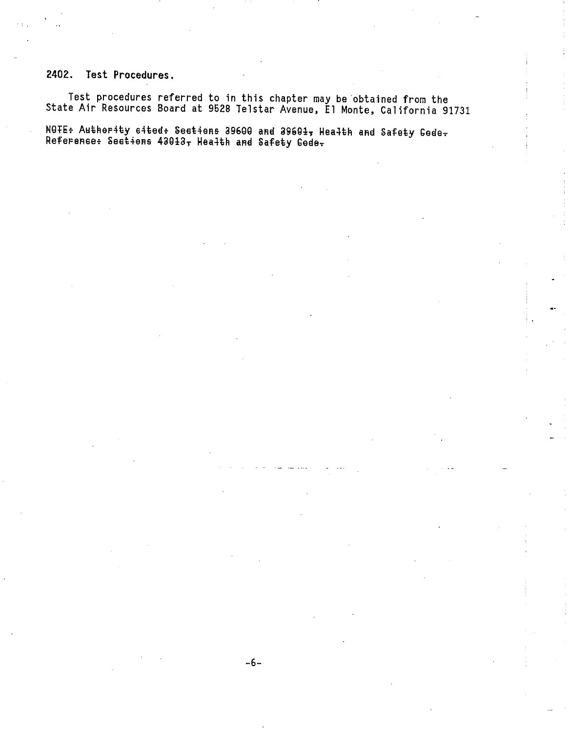## 2402. Test Procedures.

Test procedures referred to in this chapter may be obtained from the State Air Resources Board at 9528 Telstar Avenue, El Monte, California 91731

~~NOTE: Authority cited: Sections 39600 and 39601, Health and Safety Code. Reference: Sections 43013, Health and Safety Code.~~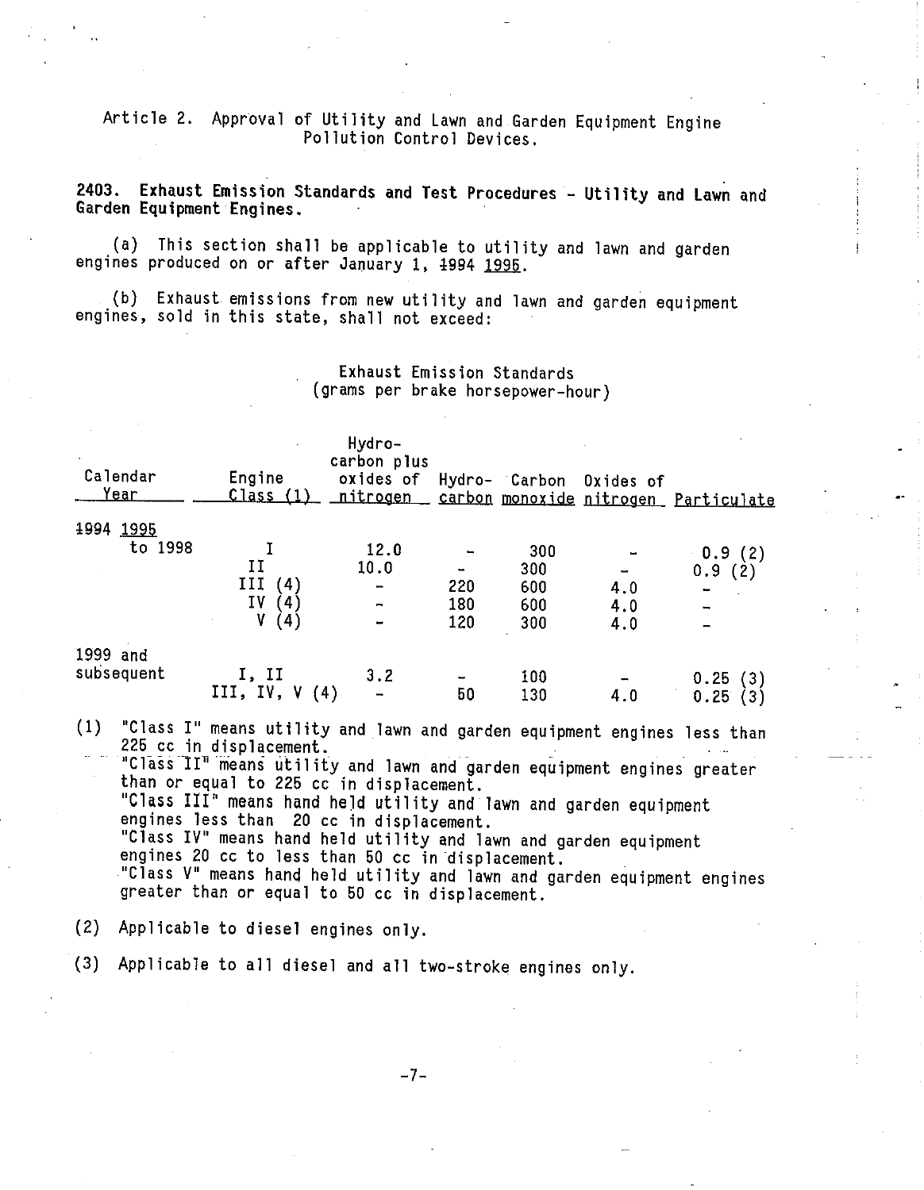Article 2. Approval of Utility and Lawn and Garden Equipment Engine Pollution Control Devices.

**2403. Exhaust Emission Standards and Test Procedures - Utility and Lawn and Garden Equipment Engines.**

(a) This section shall be applicable to utility and lawn and garden engines produced on or after January 1, ~~1994~~ 1995.

(b) Exhaust emissions from new utility and lawn and garden equipment engines, sold in this state, shall not exceed:

Exhaust Emission Standards
(grams per brake horsepower-hour)

| Calendar Year | Engine Class (1) | Hydrocarbon plus oxides of nitrogen | Hydrocarbon | Carbon monoxide | Oxides of nitrogen | Particulate |
|---|---|---|---|---|---|---|
| ~~1994~~ 1995 to 1998 | I | 12.0 | - | 300 | - | 0.9 (2) |
| | II | 10.0 | - | 300 | - | 0.9 (2) |
| | III (4) | - | 220 | 600 | 4.0 | - |
| | IV (4) | - | 180 | 600 | 4.0 | - |
| | V (4) | - | 120 | 300 | 4.0 | - |
| 1999 and subsequent | I, II | 3.2 | - | 100 | - | 0.25 (3) |
| | III, IV, V (4) | - | 50 | 130 | 4.0 | 0.25 (3) |

(1) "Class I" means utility and lawn and garden equipment engines less than 225 cc in displacement.
"Class II" means utility and lawn and garden equipment engines greater than or equal to 225 cc in displacement.
"Class III" means hand held utility and lawn and garden equipment engines less than 20 cc in displacement.
"Class IV" means hand held utility and lawn and garden equipment engines 20 cc to less than 50 cc in displacement.
"Class V" means hand held utility and lawn and garden equipment engines greater than or equal to 50 cc in displacement.

(2) Applicable to diesel engines only.

(3) Applicable to all diesel and all two-stroke engines only.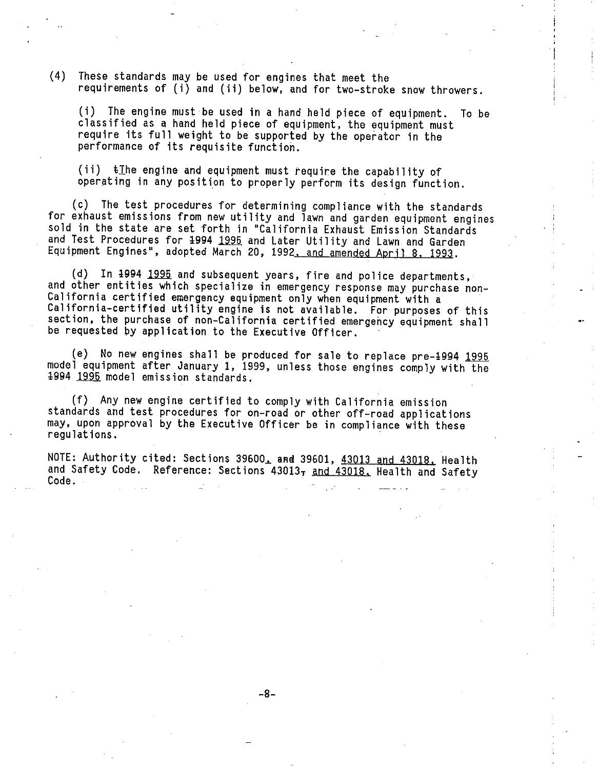(4) These standards may be used for engines that meet the requirements of (i) and (ii) below, and for two-stroke snow throwers.

(i) The engine must be used in a hand held piece of equipment. To be classified as a hand held piece of equipment, the equipment must require its full weight to be supported by the operator in the performance of its requisite function.

(ii) ~~t~~The engine and equipment must require the capability of operating in any position to properly perform its design function.

(c) The test procedures for determining compliance with the standards for exhaust emissions from new utility and lawn and garden equipment engines sold in the state are set forth in "California Exhaust Emission Standards and Test Procedures for ~~1994~~ 1995 and Later Utility and Lawn and Garden Equipment Engines", adopted March 20, 1992, and amended April 8, 1993.

(d) In ~~1994~~ 1995 and subsequent years, fire and police departments, and other entities which specialize in emergency response may purchase non-California certified emergency equipment only when equipment with a California-certified utility engine is not available. For purposes of this section, the purchase of non-California certified emergency equipment shall be requested by application to the Executive Officer.

(e) No new engines shall be produced for sale to replace pre-~~1994~~ 1995 model equipment after January 1, 1999, unless those engines comply with the ~~1994~~ 1995 model emission standards.

(f) Any new engine certified to comply with California emission standards and test procedures for on-road or other off-road applications may, upon approval by the Executive Officer be in compliance with these regulations.

NOTE: Authority cited: Sections 39600, ~~and~~ 39601, 43013 and 43018, Health and Safety Code. Reference: Sections 43013~~,~~ and 43018, Health and Safety Code.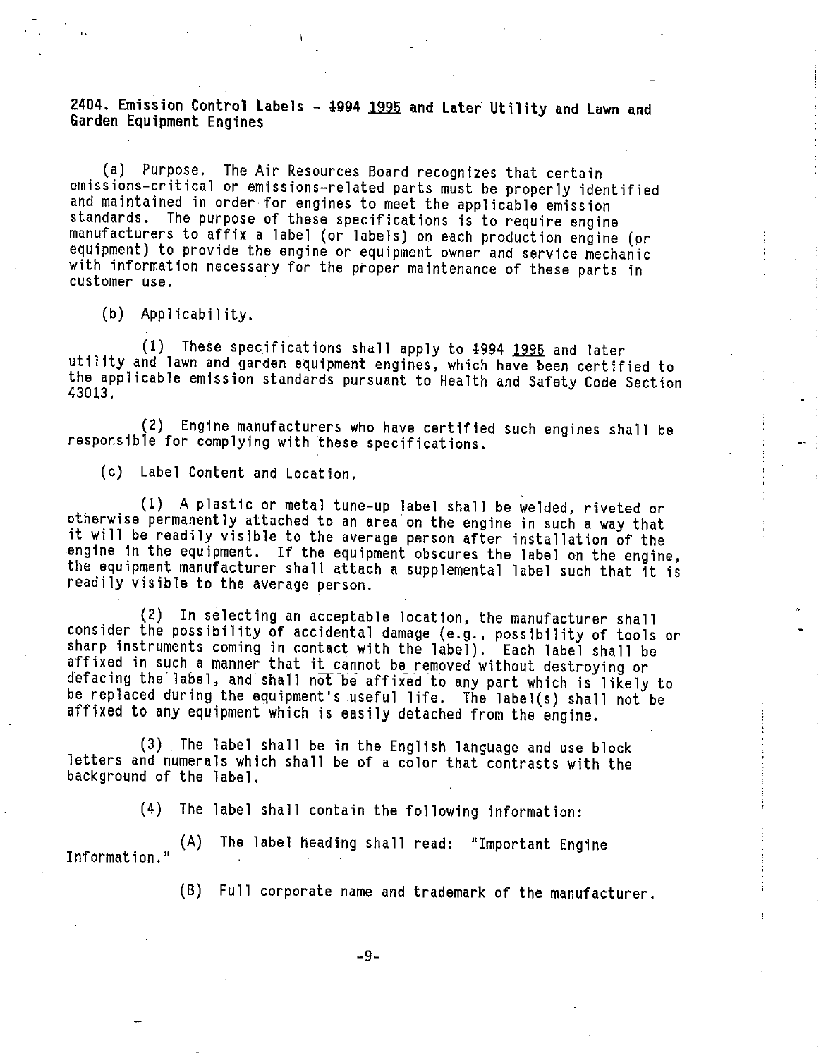**2404. Emission Control Labels - ~~1994~~ <u>1995</u> and Later Utility and Lawn and Garden Equipment Engines**

(a) Purpose. The Air Resources Board recognizes that certain emissions-critical or emissions-related parts must be properly identified and maintained in order for engines to meet the applicable emission standards. The purpose of these specifications is to require engine manufacturers to affix a label (or labels) on each production engine (or equipment) to provide the engine or equipment owner and service mechanic with information necessary for the proper maintenance of these parts in customer use.

(b) Applicability.

(1) These specifications shall apply to ~~1994~~ <u>1995</u> and later utility and lawn and garden equipment engines, which have been certified to the applicable emission standards pursuant to Health and Safety Code Section 43013.

(2) Engine manufacturers who have certified such engines shall be responsible for complying with these specifications.

(c) Label Content and Location.

(1) A plastic or metal tune-up label shall be welded, riveted or otherwise permanently attached to an area on the engine in such a way that it will be readily visible to the average person after installation of the engine in the equipment. If the equipment obscures the label on the engine, the equipment manufacturer shall attach a supplemental label such that it is readily visible to the average person.

(2) In selecting an acceptable location, the manufacturer shall consider the possibility of accidental damage (e.g., possibility of tools or sharp instruments coming in contact with the label). Each label shall be affixed in such a manner that it cannot be removed without destroying or defacing the label, and shall not be affixed to any part which is likely to be replaced during the equipment's useful life. The label(s) shall not be affixed to any equipment which is easily detached from the engine.

(3) The label shall be in the English language and use block letters and numerals which shall be of a color that contrasts with the background of the label.

(4) The label shall contain the following information:

(A) The label heading shall read: "Important Engine Information."

(B) Full corporate name and trademark of the manufacturer.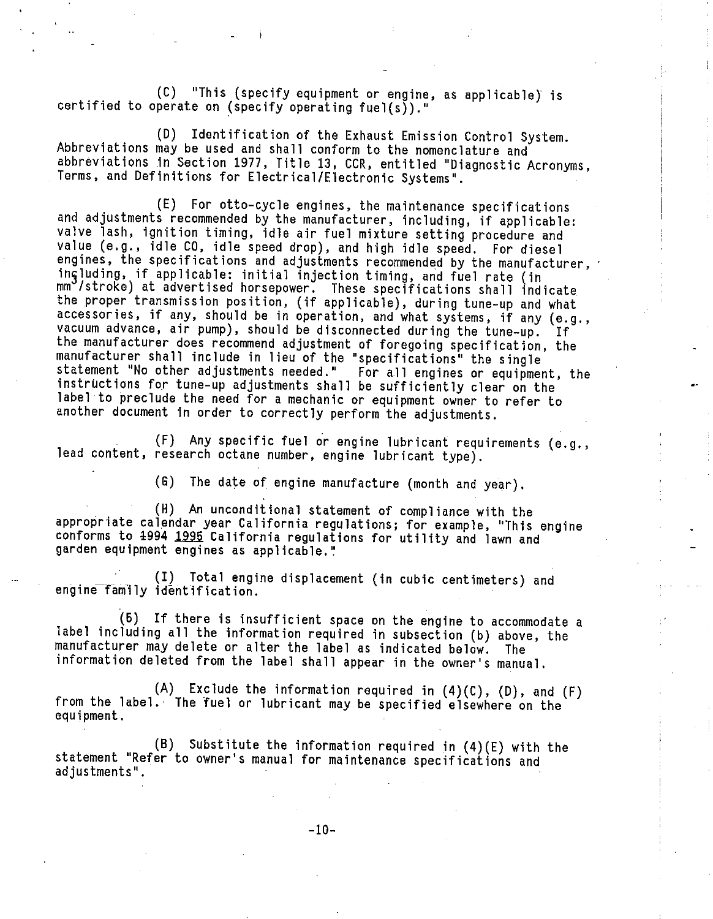(C) "This (specify equipment or engine, as applicable) is certified to operate on (specify operating fuel(s))."

(D) Identification of the Exhaust Emission Control System. Abbreviations may be used and shall conform to the nomenclature and abbreviations in Section 1977, Title 13, CCR, entitled "Diagnostic Acronyms, Terms, and Definitions for Electrical/Electronic Systems".

(E) For otto-cycle engines, the maintenance specifications and adjustments recommended by the manufacturer, including, if applicable: valve lash, ignition timing, idle air fuel mixture setting procedure and value (e.g., idle CO, idle speed drop), and high idle speed. For diesel engines, the specifications and adjustments recommended by the manufacturer, including, if applicable: initial injection timing, and fuel rate (in $mm^3$/stroke) at advertised horsepower. These specifications shall indicate the proper transmission position, (if applicable), during tune-up and what accessories, if any, should be in operation, and what systems, if any (e.g., vacuum advance, air pump), should be disconnected during the tune-up. If the manufacturer does recommend adjustment of foregoing specification, the manufacturer shall include in lieu of the "specifications" the single statement "No other adjustments needed." For all engines or equipment, the instructions for tune-up adjustments shall be sufficiently clear on the label to preclude the need for a mechanic or equipment owner to refer to another document in order to correctly perform the adjustments.

(F) Any specific fuel or engine lubricant requirements (e.g., lead content, research octane number, engine lubricant type).

(G) The date of engine manufacture (month and year).

(H) An unconditional statement of compliance with the appropriate calendar year California regulations; for example, "This engine conforms to ~~1994~~ 1995 California regulations for utility and lawn and garden equipment engines as applicable."

(I) Total engine displacement (in cubic centimeters) and engine family identification.

(5) If there is insufficient space on the engine to accommodate a label including all the information required in subsection (b) above, the manufacturer may delete or alter the label as indicated below. The information deleted from the label shall appear in the owner's manual.

(A) Exclude the information required in (4)(C), (D), and (F) from the label. The fuel or lubricant may be specified elsewhere on the equipment.

(B) Substitute the information required in (4)(E) with the statement "Refer to owner's manual for maintenance specifications and adjustments".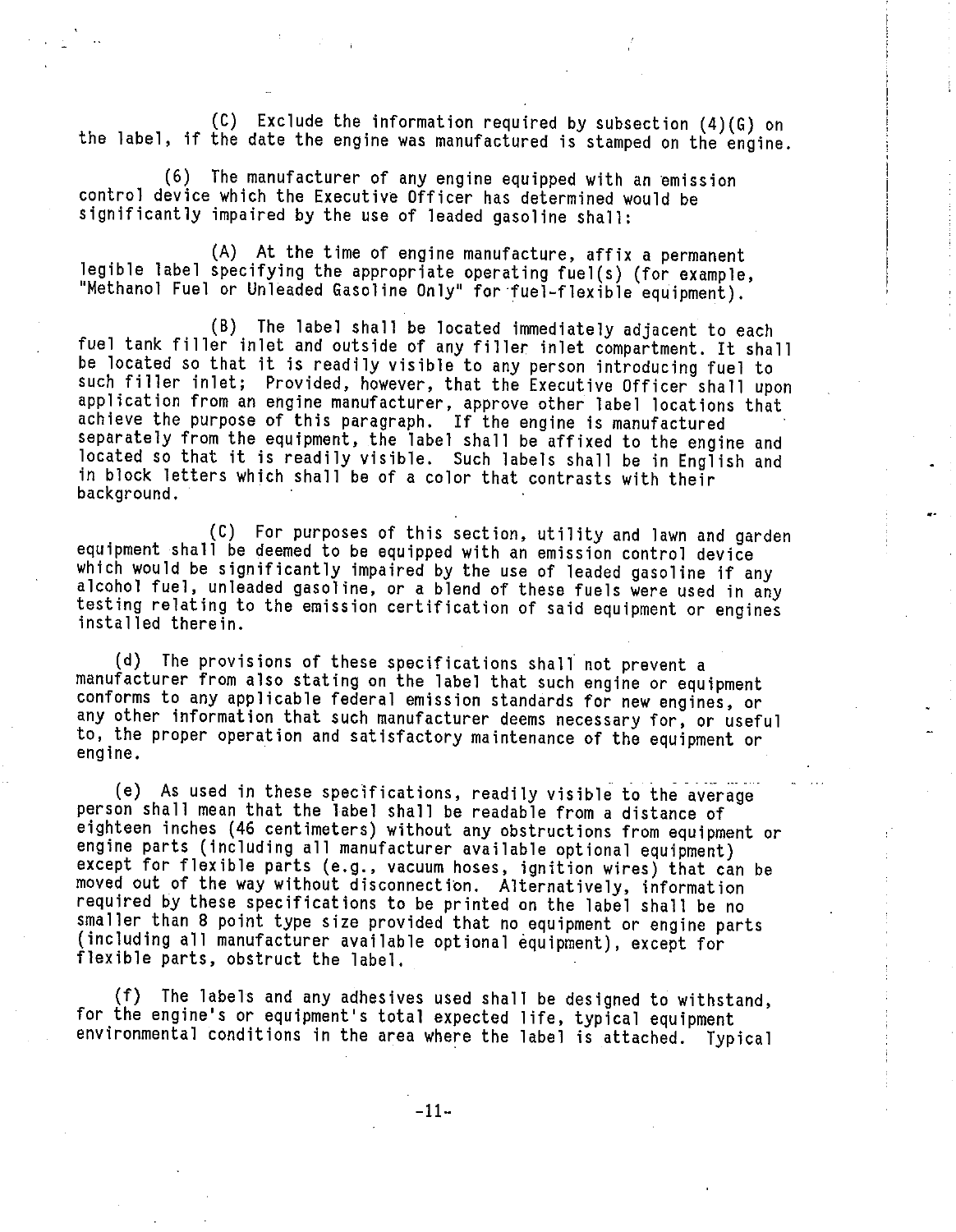(C) Exclude the information required by subsection (4)(G) on the label, if the date the engine was manufactured is stamped on the engine.

(6) The manufacturer of any engine equipped with an emission control device which the Executive Officer has determined would be significantly impaired by the use of leaded gasoline shall:

(A) At the time of engine manufacture, affix a permanent legible label specifying the appropriate operating fuel(s) (for example, "Methanol Fuel or Unleaded Gasoline Only" for fuel-flexible equipment).

(B) The label shall be located immediately adjacent to each fuel tank filler inlet and outside of any filler inlet compartment. It shall be located so that it is readily visible to any person introducing fuel to such filler inlet; Provided, however, that the Executive Officer shall upon application from an engine manufacturer, approve other label locations that achieve the purpose of this paragraph. If the engine is manufactured separately from the equipment, the label shall be affixed to the engine and located so that it is readily visible. Such labels shall be in English and in block letters which shall be of a color that contrasts with their background.

(C) For purposes of this section, utility and lawn and garden equipment shall be deemed to be equipped with an emission control device which would be significantly impaired by the use of leaded gasoline if any alcohol fuel, unleaded gasoline, or a blend of these fuels were used in any testing relating to the emission certification of said equipment or engines installed therein.

(d) The provisions of these specifications shall not prevent a manufacturer from also stating on the label that such engine or equipment conforms to any applicable federal emission standards for new engines, or any other information that such manufacturer deems necessary for, or useful to, the proper operation and satisfactory maintenance of the equipment or engine.

(e) As used in these specifications, readily visible to the average person shall mean that the label shall be readable from a distance of eighteen inches (46 centimeters) without any obstructions from equipment or engine parts (including all manufacturer available optional equipment) except for flexible parts (e.g., vacuum hoses, ignition wires) that can be moved out of the way without disconnection. Alternatively, information required by these specifications to be printed on the label shall be no smaller than 8 point type size provided that no equipment or engine parts (including all manufacturer available optional equipment), except for flexible parts, obstruct the label.

(f) The labels and any adhesives used shall be designed to withstand, for the engine's or equipment's total expected life, typical equipment environmental conditions in the area where the label is attached. Typical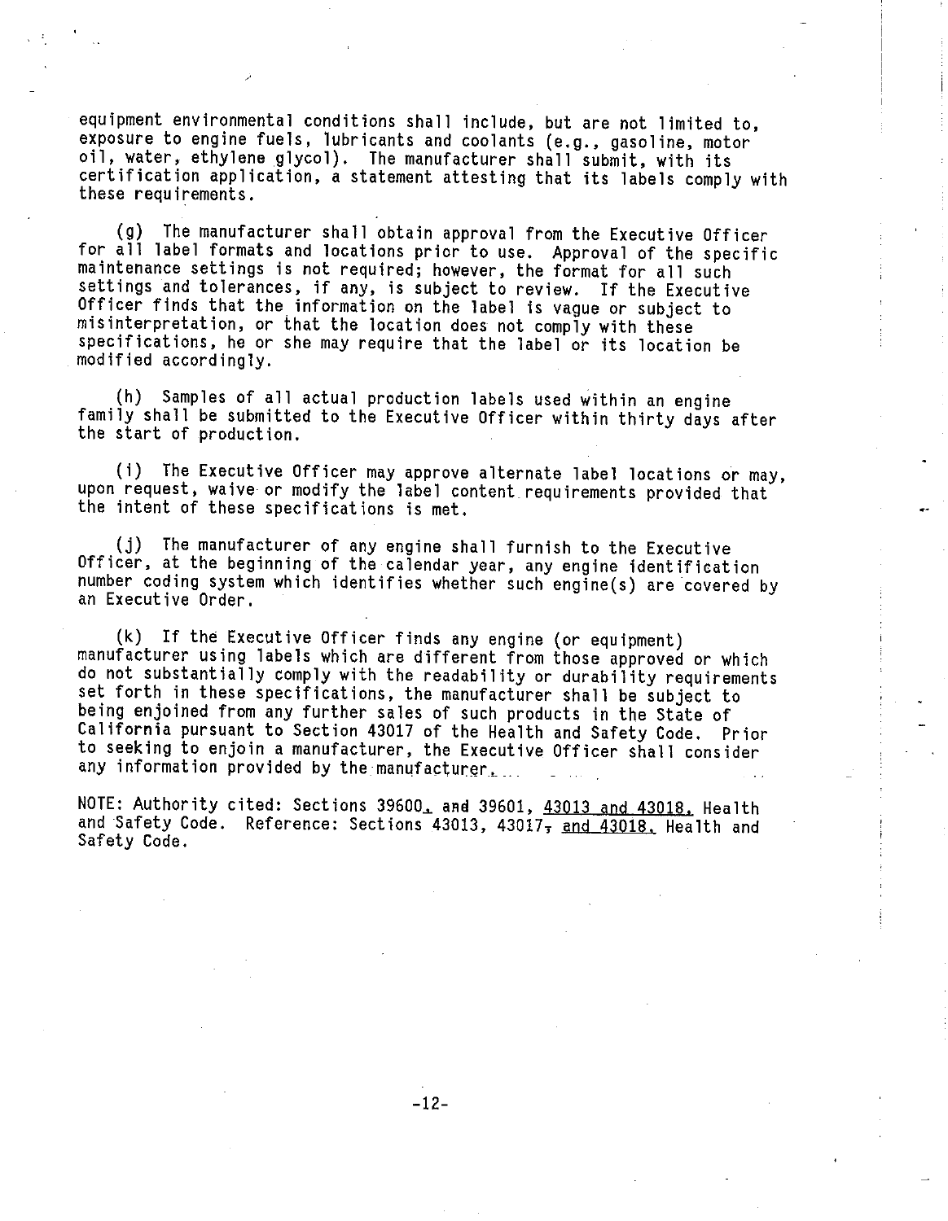equipment environmental conditions shall include, but are not limited to, exposure to engine fuels, lubricants and coolants (e.g., gasoline, motor oil, water, ethylene glycol). The manufacturer shall submit, with its certification application, a statement attesting that its labels comply with these requirements.

(g) The manufacturer shall obtain approval from the Executive Officer for all label formats and locations prior to use. Approval of the specific maintenance settings is not required; however, the format for all such settings and tolerances, if any, is subject to review. If the Executive Officer finds that the information on the label is vague or subject to misinterpretation, or that the location does not comply with these specifications, he or she may require that the label or its location be modified accordingly.

(h) Samples of all actual production labels used within an engine family shall be submitted to the Executive Officer within thirty days after the start of production.

(i) The Executive Officer may approve alternate label locations or may, upon request, waive or modify the label content requirements provided that the intent of these specifications is met.

(j) The manufacturer of any engine shall furnish to the Executive Officer, at the beginning of the calendar year, any engine identification number coding system which identifies whether such engine(s) are covered by an Executive Order.

(k) If the Executive Officer finds any engine (or equipment) manufacturer using labels which are different from those approved or which do not substantially comply with the readability or durability requirements set forth in these specifications, the manufacturer shall be subject to being enjoined from any further sales of such products in the State of California pursuant to Section 43017 of the Health and Safety Code. Prior to seeking to enjoin a manufacturer, the Executive Officer shall consider any information provided by the manufacturer.

NOTE: Authority cited: Sections 39600, ~~and~~ 39601, 43013 and 43018, Health and Safety Code. Reference: Sections 43013, 43017~~,~~ and 43018, Health and Safety Code.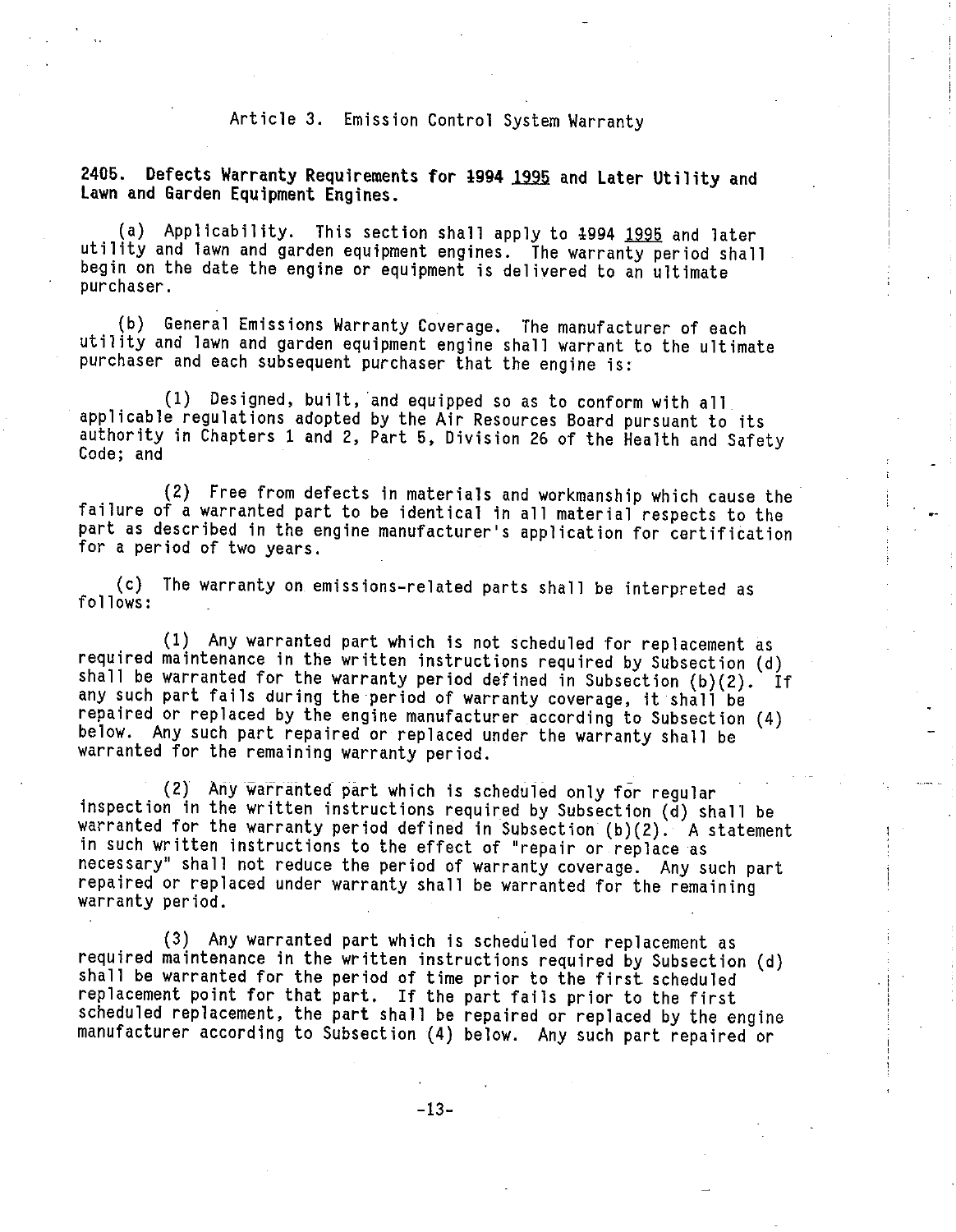Article 3. Emission Control System Warranty

**2405. Defects Warranty Requirements for ~~1994~~ 1995 and Later Utility and Lawn and Garden Equipment Engines.**

(a) Applicability. This section shall apply to ~~1994~~ 1995 and later utility and lawn and garden equipment engines. The warranty period shall begin on the date the engine or equipment is delivered to an ultimate purchaser.

(b) General Emissions Warranty Coverage. The manufacturer of each utility and lawn and garden equipment engine shall warrant to the ultimate purchaser and each subsequent purchaser that the engine is:

(1) Designed, built, and equipped so as to conform with all applicable regulations adopted by the Air Resources Board pursuant to its authority in Chapters 1 and 2, Part 5, Division 26 of the Health and Safety Code; and

(2) Free from defects in materials and workmanship which cause the failure of a warranted part to be identical in all material respects to the part as described in the engine manufacturer's application for certification for a period of two years.

(c) The warranty on emissions-related parts shall be interpreted as follows:

(1) Any warranted part which is not scheduled for replacement as required maintenance in the written instructions required by Subsection (d) shall be warranted for the warranty period defined in Subsection (b)(2). If any such part fails during the period of warranty coverage, it shall be repaired or replaced by the engine manufacturer according to Subsection (4) below. Any such part repaired or replaced under the warranty shall be warranted for the remaining warranty period.

(2) Any warranted part which is scheduled only for regular inspection in the written instructions required by Subsection (d) shall be warranted for the warranty period defined in Subsection (b)(2). A statement in such written instructions to the effect of "repair or replace as necessary" shall not reduce the period of warranty coverage. Any such part repaired or replaced under warranty shall be warranted for the remaining warranty period.

(3) Any warranted part which is scheduled for replacement as required maintenance in the written instructions required by Subsection (d) shall be warranted for the period of time prior to the first scheduled replacement point for that part. If the part fails prior to the first scheduled replacement, the part shall be repaired or replaced by the engine manufacturer according to Subsection (4) below. Any such part repaired or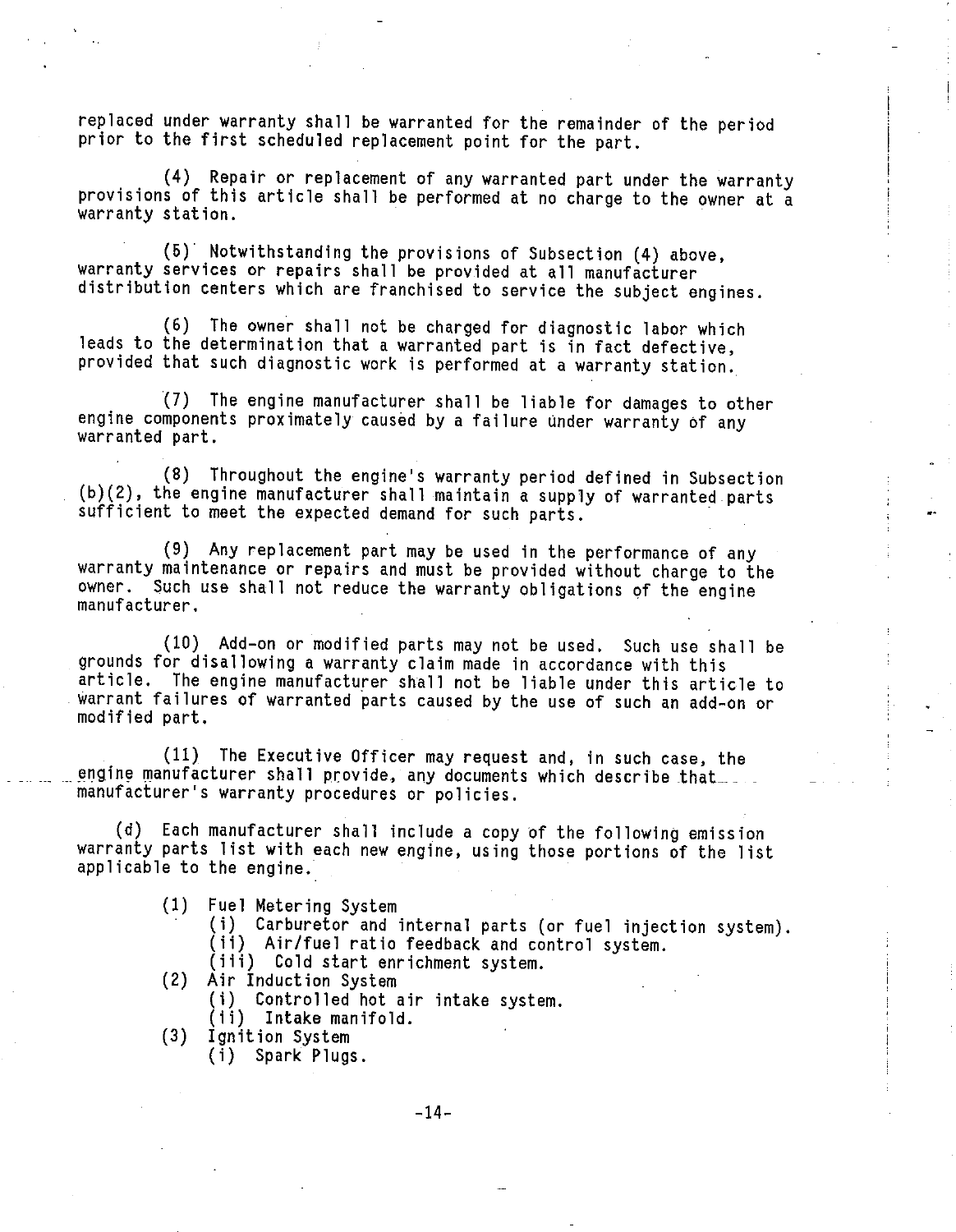replaced under warranty shall be warranted for the remainder of the period prior to the first scheduled replacement point for the part.

(4) Repair or replacement of any warranted part under the warranty provisions of this article shall be performed at no charge to the owner at a warranty station.

(5) Notwithstanding the provisions of Subsection (4) above, warranty services or repairs shall be provided at all manufacturer distribution centers which are franchised to service the subject engines.

(6) The owner shall not be charged for diagnostic labor which leads to the determination that a warranted part is in fact defective, provided that such diagnostic work is performed at a warranty station.

(7) The engine manufacturer shall be liable for damages to other engine components proximately caused by a failure under warranty of any warranted part.

(8) Throughout the engine's warranty period defined in Subsection (b)(2), the engine manufacturer shall maintain a supply of warranted parts sufficient to meet the expected demand for such parts.

(9) Any replacement part may be used in the performance of any warranty maintenance or repairs and must be provided without charge to the owner. Such use shall not reduce the warranty obligations of the engine manufacturer.

(10) Add-on or modified parts may not be used. Such use shall be grounds for disallowing a warranty claim made in accordance with this article. The engine manufacturer shall not be liable under this article to warrant failures of warranted parts caused by the use of such an add-on or modified part.

(11) The Executive Officer may request and, in such case, the engine manufacturer shall provide, any documents which describe that manufacturer's warranty procedures or policies.

(d) Each manufacturer shall include a copy of the following emission warranty parts list with each new engine, using those portions of the list applicable to the engine.

(1) Fuel Metering System
- (i) Carburetor and internal parts (or fuel injection system).
- (ii) Air/fuel ratio feedback and control system.
- (iii) Cold start enrichment system.

(2) Air Induction System
- (i) Controlled hot air intake system.
- (ii) Intake manifold.

(3) Ignition System
- (i) Spark Plugs.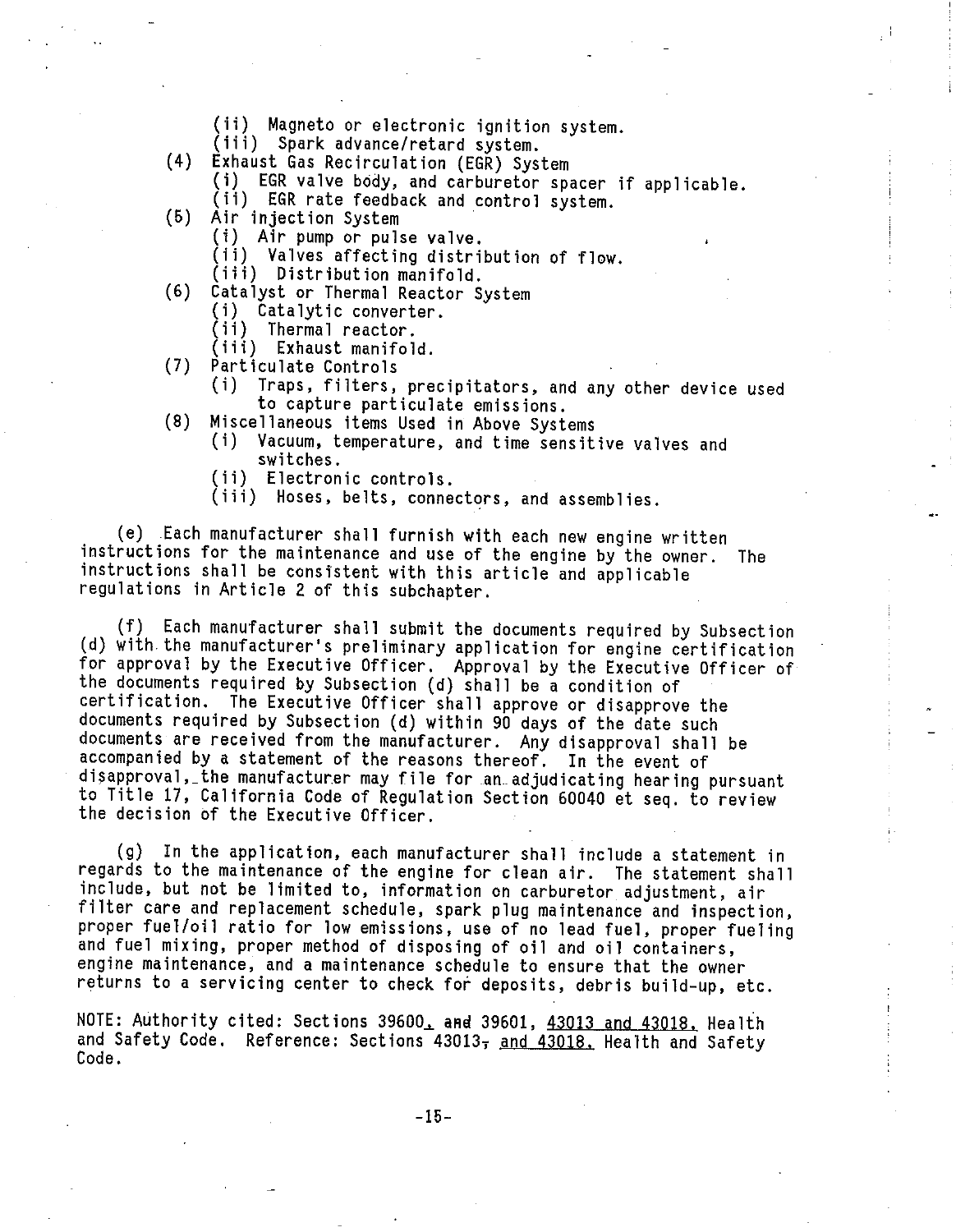(ii) Magneto or electronic ignition system.
(iii) Spark advance/retard system.

(4) Exhaust Gas Recirculation (EGR) System
  (i) EGR valve body, and carburetor spacer if applicable.
  (ii) EGR rate feedback and control system.

(5) Air injection System
  (i) Air pump or pulse valve.
  (ii) Valves affecting distribution of flow.
  (iii) Distribution manifold.

(6) Catalyst or Thermal Reactor System
  (i) Catalytic converter.
  (ii) Thermal reactor.
  (iii) Exhaust manifold.

(7) Particulate Controls
  (i) Traps, filters, precipitators, and any other device used to capture particulate emissions.

(8) Miscellaneous items Used in Above Systems
  (i) Vacuum, temperature, and time sensitive valves and switches.
  (ii) Electronic controls.
  (iii) Hoses, belts, connectors, and assemblies.

(e) Each manufacturer shall furnish with each new engine written instructions for the maintenance and use of the engine by the owner. The instructions shall be consistent with this article and applicable regulations in Article 2 of this subchapter.

(f) Each manufacturer shall submit the documents required by Subsection (d) with the manufacturer's preliminary application for engine certification for approval by the Executive Officer. Approval by the Executive Officer of the documents required by Subsection (d) shall be a condition of certification. The Executive Officer shall approve or disapprove the documents required by Subsection (d) within 90 days of the date such documents are received from the manufacturer. Any disapproval shall be accompanied by a statement of the reasons thereof. In the event of disapproval, the manufacturer may file for an adjudicating hearing pursuant to Title 17, California Code of Regulation Section 60040 et seq. to review the decision of the Executive Officer.

(g) In the application, each manufacturer shall include a statement in regards to the maintenance of the engine for clean air. The statement shall include, but not be limited to, information on carburetor adjustment, air filter care and replacement schedule, spark plug maintenance and inspection, proper fuel/oil ratio for low emissions, use of no lead fuel, proper fueling and fuel mixing, proper method of disposing of oil and oil containers, engine maintenance, and a maintenance schedule to ensure that the owner returns to a servicing center to check for deposits, debris build-up, etc.

NOTE: Authority cited: Sections 39600, ~~and~~ 39601, 43013 and 43018, Health and Safety Code. Reference: Sections 43013~~,~~ and 43018, Health and Safety Code.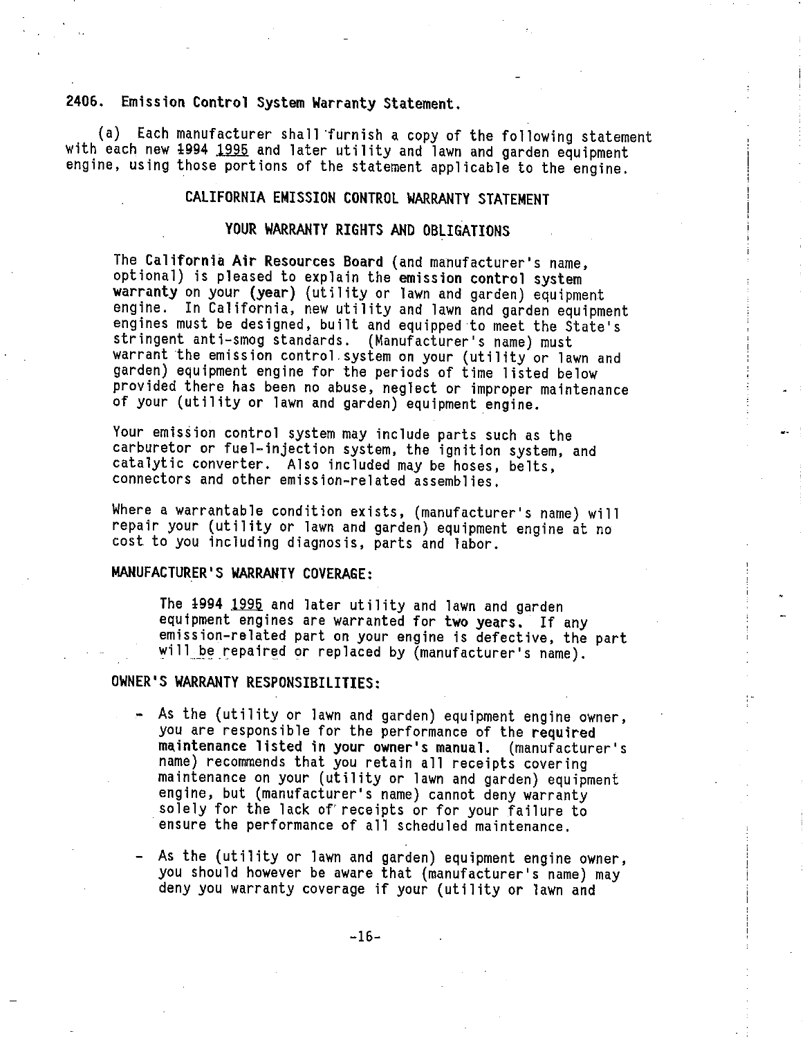2406. Emission Control System Warranty Statement.

(a) Each manufacturer shall furnish a copy of the following statement with each new ~~1994~~ 1995 and later utility and lawn and garden equipment engine, using those portions of the statement applicable to the engine.

## CALIFORNIA EMISSION CONTROL WARRANTY STATEMENT

## YOUR WARRANTY RIGHTS AND OBLIGATIONS

The **California Air Resources Board** (and manufacturer's name, optional) is pleased to explain the **emission control system warranty** on your **(year)** (utility or lawn and garden) equipment engine. In California, new utility and lawn and garden equipment engines must be designed, built and equipped to meet the State's stringent anti-smog standards. (Manufacturer's name) must warrant the emission control system on your (utility or lawn and garden) equipment engine for the periods of time listed below provided there has been no abuse, neglect or improper maintenance of your (utility or lawn and garden) equipment engine.

Your emission control system may include parts such as the carburetor or fuel-injection system, the ignition system, and catalytic converter. Also included may be hoses, belts, connectors and other emission-related assemblies.

Where a warrantable condition exists, (manufacturer's name) will repair your (utility or lawn and garden) equipment engine at no cost to you including diagnosis, parts and labor.

**MANUFACTURER'S WARRANTY COVERAGE:**

The ~~1994~~ 1995 and later utility and lawn and garden equipment engines are warranted for **two years.** If any emission-related part on your engine is defective, the part will be repaired or replaced by (manufacturer's name).

**OWNER'S WARRANTY RESPONSIBILITIES:**

- As the (utility or lawn and garden) equipment engine owner, you are responsible for the performance of the **required maintenance listed in your owner's manual.** (manufacturer's name) recommends that you retain all receipts covering maintenance on your (utility or lawn and garden) equipment engine, but (manufacturer's name) cannot deny warranty solely for the lack of receipts or for your failure to ensure the performance of all scheduled maintenance.
- As the (utility or lawn and garden) equipment engine owner, you should however be aware that (manufacturer's name) may deny you warranty coverage if your (utility or lawn and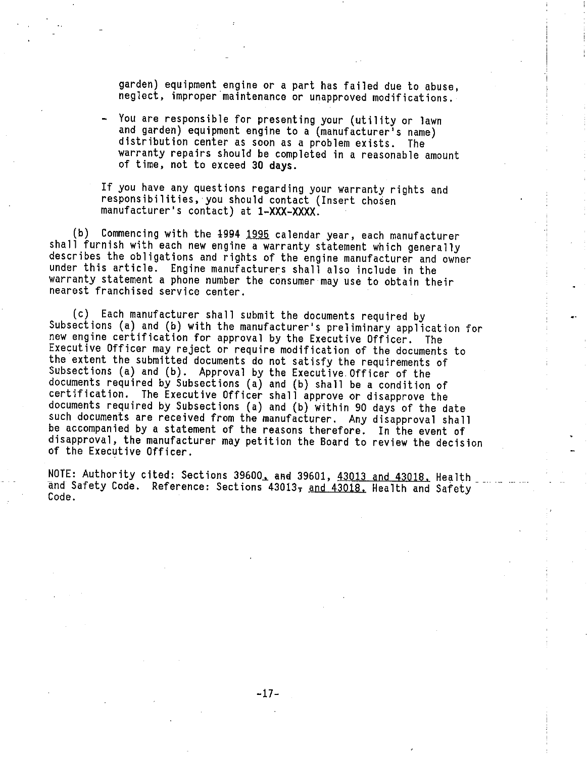garden) equipment engine or a part has failed due to abuse, neglect, improper maintenance or unapproved modifications.

- You are responsible for presenting your (utility or lawn and garden) equipment engine to a (manufacturer's name) distribution center as soon as a problem exists. The warranty repairs should be completed in a reasonable amount of time, not to exceed **30 days**.

If you have any questions regarding your warranty rights and responsibilities, you should contact (Insert chosen manufacturer's contact) at **1-XXX-XXXX**.

(b) Commencing with the ~~1994~~ 1995 calendar year, each manufacturer shall furnish with each new engine a warranty statement which generally describes the obligations and rights of the engine manufacturer and owner under this article. Engine manufacturers shall also include in the warranty statement a phone number the consumer may use to obtain their nearest franchised service center.

(c) Each manufacturer shall submit the documents required by Subsections (a) and (b) with the manufacturer's preliminary application for new engine certification for approval by the Executive Officer. The Executive Officer may reject or require modification of the documents to the extent the submitted documents do not satisfy the requirements of Subsections (a) and (b). Approval by the Executive Officer of the documents required by Subsections (a) and (b) shall be a condition of certification. The Executive Officer shall approve or disapprove the documents required by Subsections (a) and (b) within 90 days of the date such documents are received from the manufacturer. Any disapproval shall be accompanied by a statement of the reasons therefore. In the event of disapproval, the manufacturer may petition the Board to review the decision of the Executive Officer.

NOTE: Authority cited: Sections 39600, ~~and~~ 39601, 43013 and 43018, Health and Safety Code. Reference: Sections 43013~~,~~ and 43018, Health and Safety Code.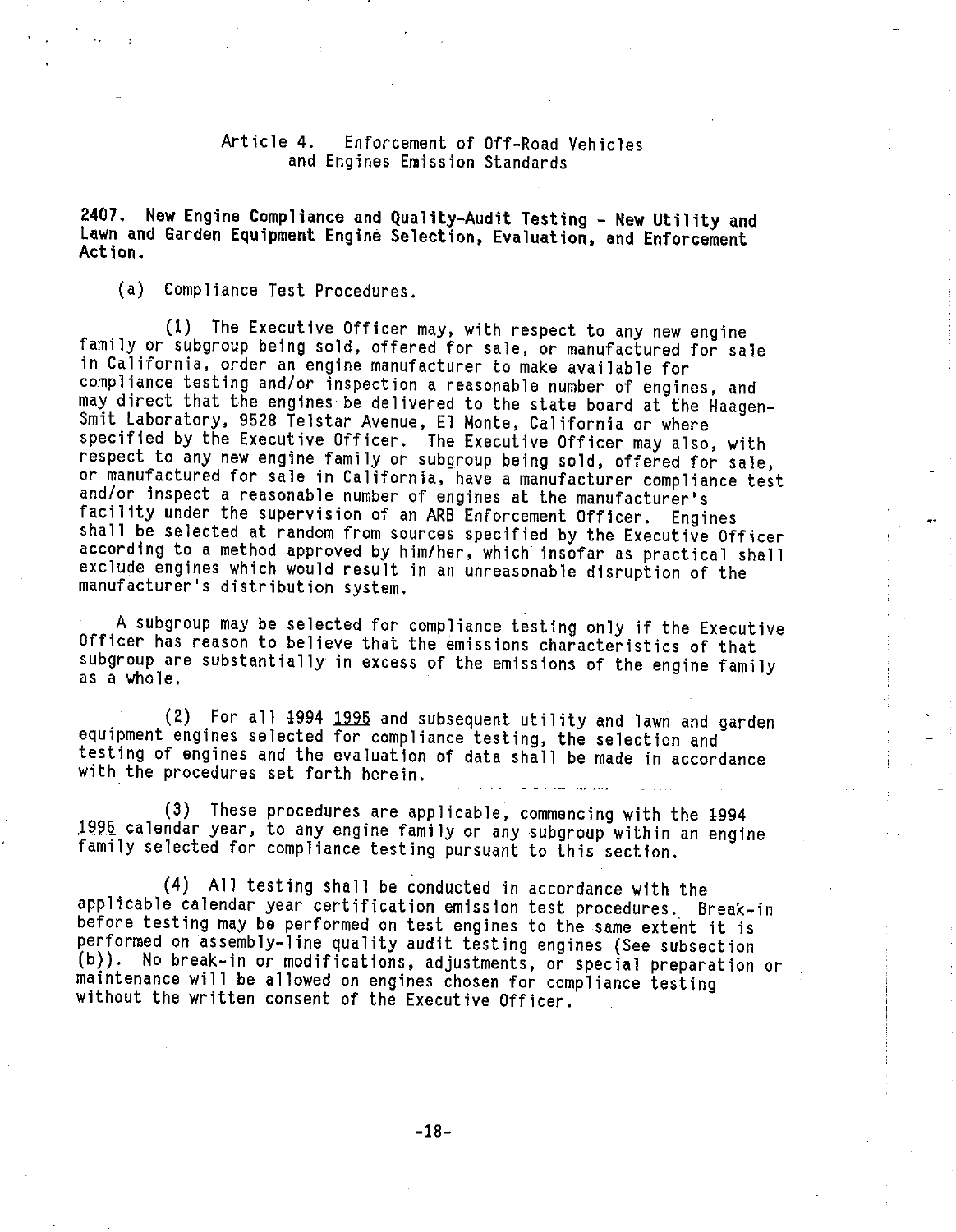## Article 4. Enforcement of Off-Road Vehicles and Engines Emission Standards

**2407. New Engine Compliance and Quality-Audit Testing - New Utility and Lawn and Garden Equipment Engine Selection, Evaluation, and Enforcement Action.**

(a) Compliance Test Procedures.

(1) The Executive Officer may, with respect to any new engine family or subgroup being sold, offered for sale, or manufactured for sale in California, order an engine manufacturer to make available for compliance testing and/or inspection a reasonable number of engines, and may direct that the engines be delivered to the state board at the Haagen-Smit Laboratory, 9528 Telstar Avenue, El Monte, California or where specified by the Executive Officer. The Executive Officer may also, with respect to any new engine family or subgroup being sold, offered for sale, or manufactured for sale in California, have a manufacturer compliance test and/or inspect a reasonable number of engines at the manufacturer's facility under the supervision of an ARB Enforcement Officer. Engines shall be selected at random from sources specified by the Executive Officer according to a method approved by him/her, which insofar as practical shall exclude engines which would result in an unreasonable disruption of the manufacturer's distribution system.

A subgroup may be selected for compliance testing only if the Executive Officer has reason to believe that the emissions characteristics of that subgroup are substantially in excess of the emissions of the engine family as a whole.

(2) For all ~~1994~~ 1995 and subsequent utility and lawn and garden equipment engines selected for compliance testing, the selection and testing of engines and the evaluation of data shall be made in accordance with the procedures set forth herein.

(3) These procedures are applicable, commencing with the ~~1994~~ 1995 calendar year, to any engine family or any subgroup within an engine family selected for compliance testing pursuant to this section.

(4) All testing shall be conducted in accordance with the applicable calendar year certification emission test procedures. Break-in before testing may be performed on test engines to the same extent it is performed on assembly-line quality audit testing engines (See subsection (b)). No break-in or modifications, adjustments, or special preparation or maintenance will be allowed on engines chosen for compliance testing without the written consent of the Executive Officer.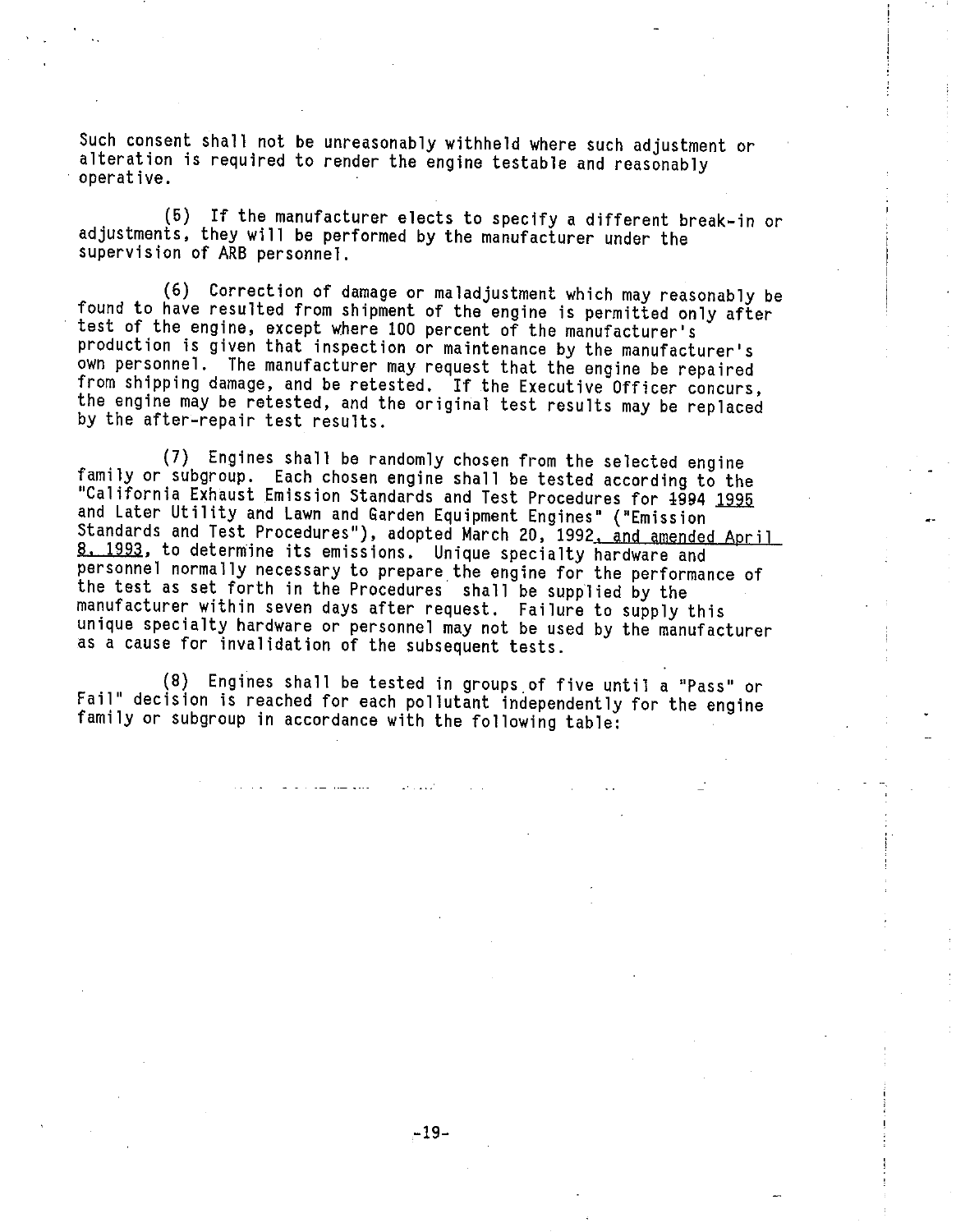Such consent shall not be unreasonably withheld where such adjustment or alteration is required to render the engine testable and reasonably operative.

(5) If the manufacturer elects to specify a different break-in or adjustments, they will be performed by the manufacturer under the supervision of ARB personnel.

(6) Correction of damage or maladjustment which may reasonably be found to have resulted from shipment of the engine is permitted only after test of the engine, except where 100 percent of the manufacturer's production is given that inspection or maintenance by the manufacturer's own personnel. The manufacturer may request that the engine be repaired from shipping damage, and be retested. If the Executive Officer concurs, the engine may be retested, and the original test results may be replaced by the after-repair test results.

(7) Engines shall be randomly chosen from the selected engine family or subgroup. Each chosen engine shall be tested according to the "California Exhaust Emission Standards and Test Procedures for ~~1994~~ 1995 and Later Utility and Lawn and Garden Equipment Engines" ("Emission Standards and Test Procedures"), adopted March 20, 1992, and amended April 8, 1993, to determine its emissions. Unique specialty hardware and personnel normally necessary to prepare the engine for the performance of the test as set forth in the Procedures shall be supplied by the manufacturer within seven days after request. Failure to supply this unique specialty hardware or personnel may not be used by the manufacturer as a cause for invalidation of the subsequent tests.

(8) Engines shall be tested in groups of five until a "Pass" or Fail" decision is reached for each pollutant independently for the engine family or subgroup in accordance with the following table: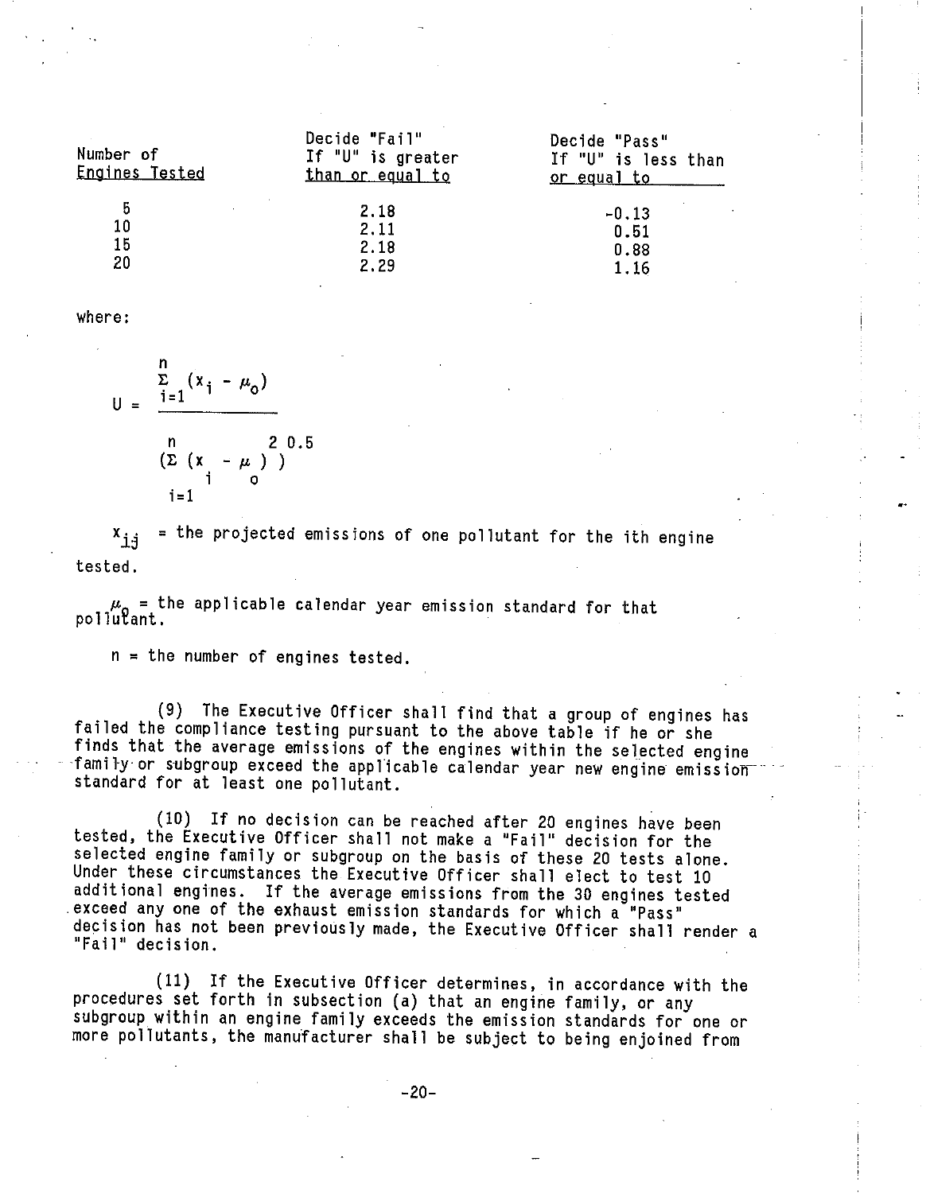| Number of Engines Tested | Decide "Fail" If "U" is greater than or equal to | Decide "Pass" If "U" is less than or equal to |
|---|---|---|
| 5 | 2.18 | -0.13 |
| 10 | 2.11 | 0.51 |
| 15 | 2.18 | 0.88 |
| 20 | 2.29 | 1.16 |

where:

$$U = \frac{\sum_{i=1}^{n} (x_i - \mu_o)}{\left(\sum_{i=1}^{n} (x_i - \mu_o)^2\right)^{0.5}}$$

$x_{ij}$ = the projected emissions of one pollutant for the ith engine tested.

$\mu_o$ = the applicable calendar year emission standard for that pollutant.

n = the number of engines tested.

(9) The Executive Officer shall find that a group of engines has failed the compliance testing pursuant to the above table if he or she finds that the average emissions of the engines within the selected engine family or subgroup exceed the applicable calendar year new engine emission standard for at least one pollutant.

(10) If no decision can be reached after 20 engines have been tested, the Executive Officer shall not make a "Fail" decision for the selected engine family or subgroup on the basis of these 20 tests alone. Under these circumstances the Executive Officer shall elect to test 10 additional engines. If the average emissions from the 30 engines tested exceed any one of the exhaust emission standards for which a "Pass" decision has not been previously made, the Executive Officer shall render a "Fail" decision.

(11) If the Executive Officer determines, in accordance with the procedures set forth in subsection (a) that an engine family, or any subgroup within an engine family exceeds the emission standards for one or more pollutants, the manufacturer shall be subject to being enjoined from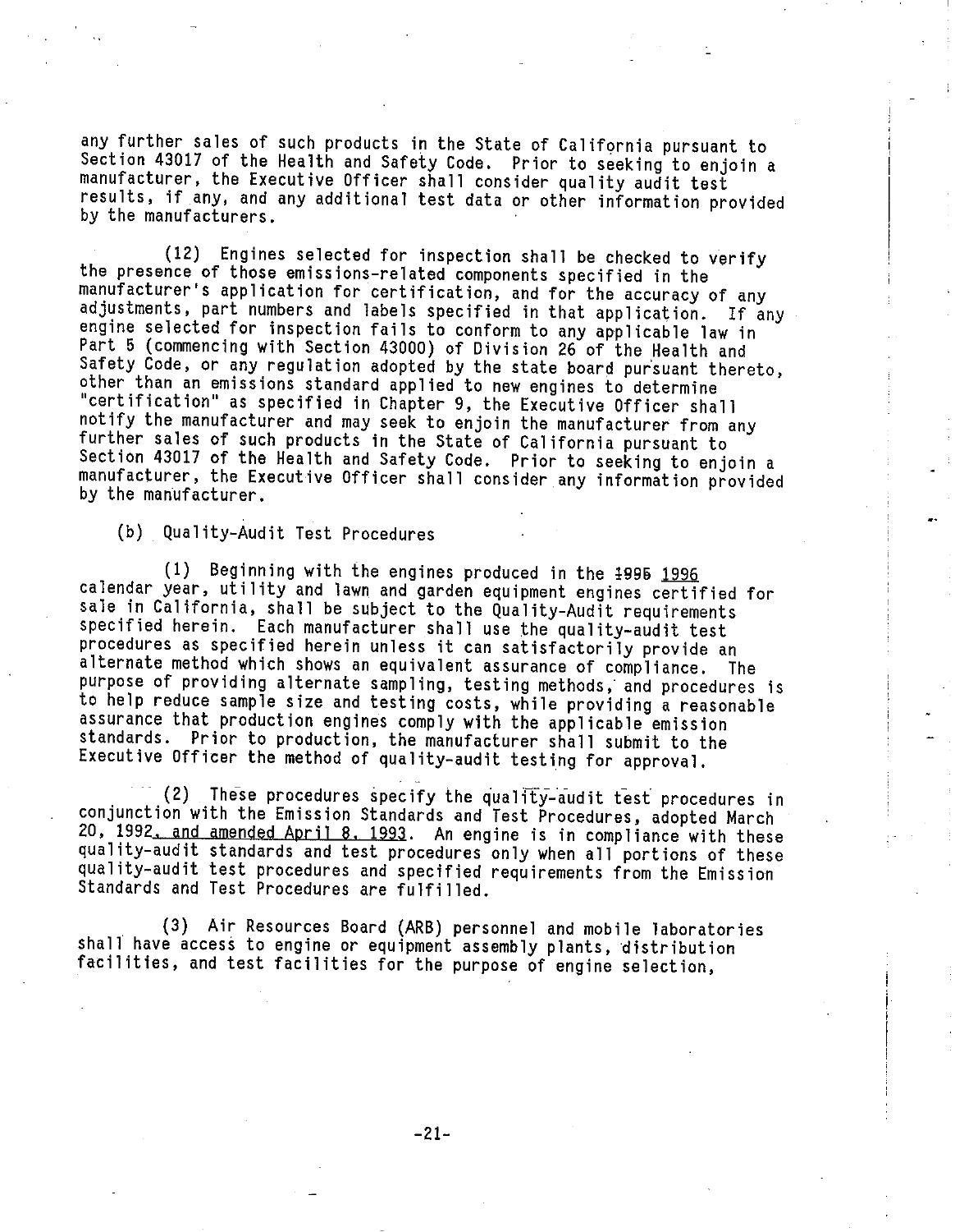any further sales of such products in the State of California pursuant to Section 43017 of the Health and Safety Code. Prior to seeking to enjoin a manufacturer, the Executive Officer shall consider quality audit test results, if any, and any additional test data or other information provided by the manufacturers.

(12) Engines selected for inspection shall be checked to verify the presence of those emissions-related components specified in the manufacturer's application for certification, and for the accuracy of any adjustments, part numbers and labels specified in that application. If any engine selected for inspection fails to conform to any applicable law in Part 5 (commencing with Section 43000) of Division 26 of the Health and Safety Code, or any regulation adopted by the state board pursuant thereto, other than an emissions standard applied to new engines to determine "certification" as specified in Chapter 9, the Executive Officer shall notify the manufacturer and may seek to enjoin the manufacturer from any further sales of such products in the State of California pursuant to Section 43017 of the Health and Safety Code. Prior to seeking to enjoin a manufacturer, the Executive Officer shall consider any information provided by the manufacturer.

(b) Quality-Audit Test Procedures

(1) Beginning with the engines produced in the ~~1995~~ 1996 calendar year, utility and lawn and garden equipment engines certified for sale in California, shall be subject to the Quality-Audit requirements specified herein. Each manufacturer shall use the quality-audit test procedures as specified herein unless it can satisfactorily provide an alternate method which shows an equivalent assurance of compliance. The purpose of providing alternate sampling, testing methods, and procedures is to help reduce sample size and testing costs, while providing a reasonable assurance that production engines comply with the applicable emission standards. Prior to production, the manufacturer shall submit to the Executive Officer the method of quality-audit testing for approval.

(2) These procedures specify the quality-audit test procedures in conjunction with the Emission Standards and Test Procedures, adopted March 20, 1992, and amended April 8, 1993. An engine is in compliance with these quality-audit standards and test procedures only when all portions of these quality-audit test procedures and specified requirements from the Emission Standards and Test Procedures are fulfilled.

(3) Air Resources Board (ARB) personnel and mobile laboratories shall have access to engine or equipment assembly plants, distribution facilities, and test facilities for the purpose of engine selection,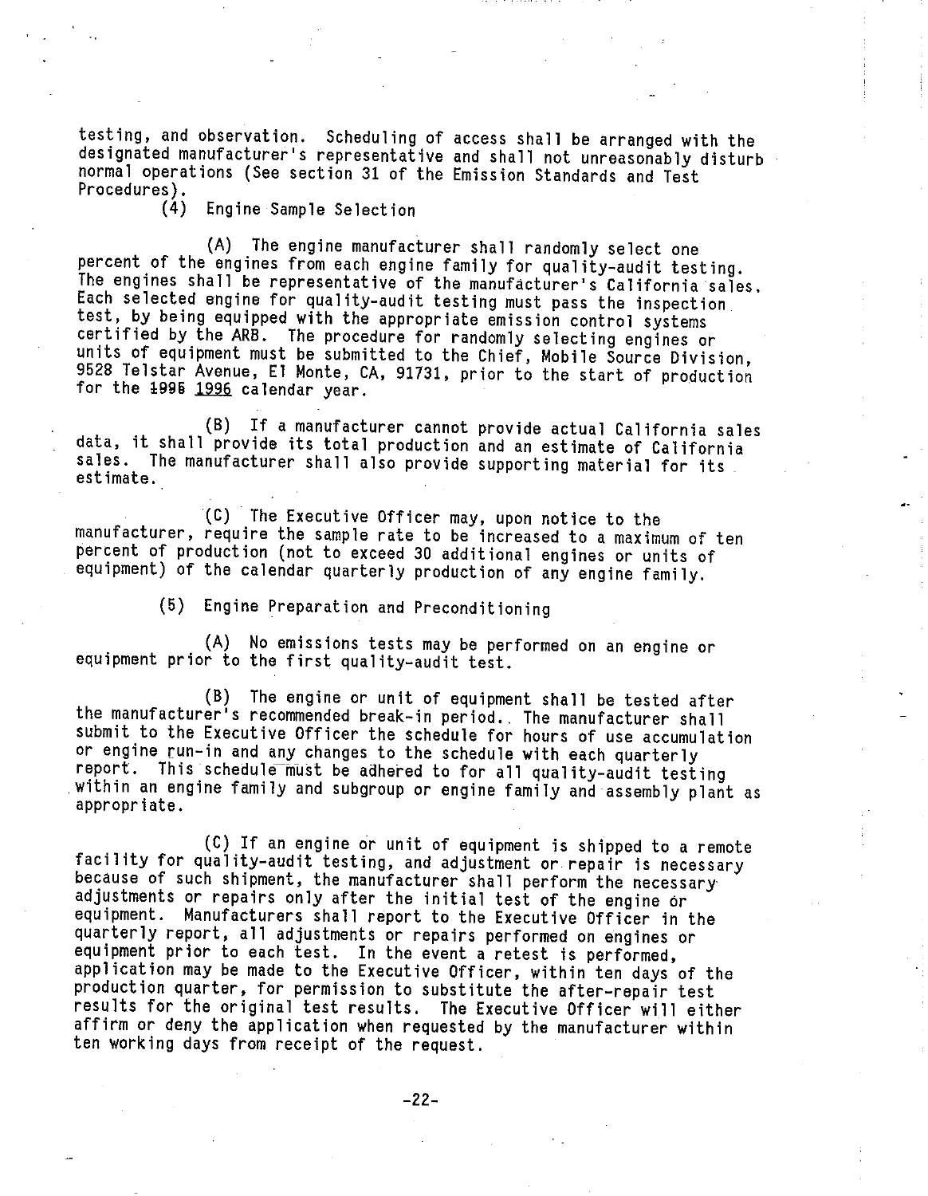testing, and observation. Scheduling of access shall be arranged with the designated manufacturer's representative and shall not unreasonably disturb normal operations (See section 31 of the Emission Standards and Test Procedures).

(4) Engine Sample Selection

(A) The engine manufacturer shall randomly select one percent of the engines from each engine family for quality-audit testing. The engines shall be representative of the manufacturer's California sales. Each selected engine for quality-audit testing must pass the inspection test, by being equipped with the appropriate emission control systems certified by the ARB. The procedure for randomly selecting engines or units of equipment must be submitted to the Chief, Mobile Source Division, 9528 Telstar Avenue, El Monte, CA, 91731, prior to the start of production for the ~~1995~~ 1996 calendar year.

(B) If a manufacturer cannot provide actual California sales data, it shall provide its total production and an estimate of California sales. The manufacturer shall also provide supporting material for its estimate.

(C) The Executive Officer may, upon notice to the manufacturer, require the sample rate to be increased to a maximum of ten percent of production (not to exceed 30 additional engines or units of equipment) of the calendar quarterly production of any engine family.

(5) Engine Preparation and Preconditioning

(A) No emissions tests may be performed on an engine or equipment prior to the first quality-audit test.

(B) The engine or unit of equipment shall be tested after the manufacturer's recommended break-in period. The manufacturer shall submit to the Executive Officer the schedule for hours of use accumulation or engine run-in and any changes to the schedule with each quarterly report. This schedule must be adhered to for all quality-audit testing within an engine family and subgroup or engine family and assembly plant as appropriate.

(C) If an engine or unit of equipment is shipped to a remote facility for quality-audit testing, and adjustment or repair is necessary because of such shipment, the manufacturer shall perform the necessary adjustments or repairs only after the initial test of the engine or equipment. Manufacturers shall report to the Executive Officer in the quarterly report, all adjustments or repairs performed on engines or equipment prior to each test. In the event a retest is performed, application may be made to the Executive Officer, within ten days of the production quarter, for permission to substitute the after-repair test results for the original test results. The Executive Officer will either affirm or deny the application when requested by the manufacturer within ten working days from receipt of the request.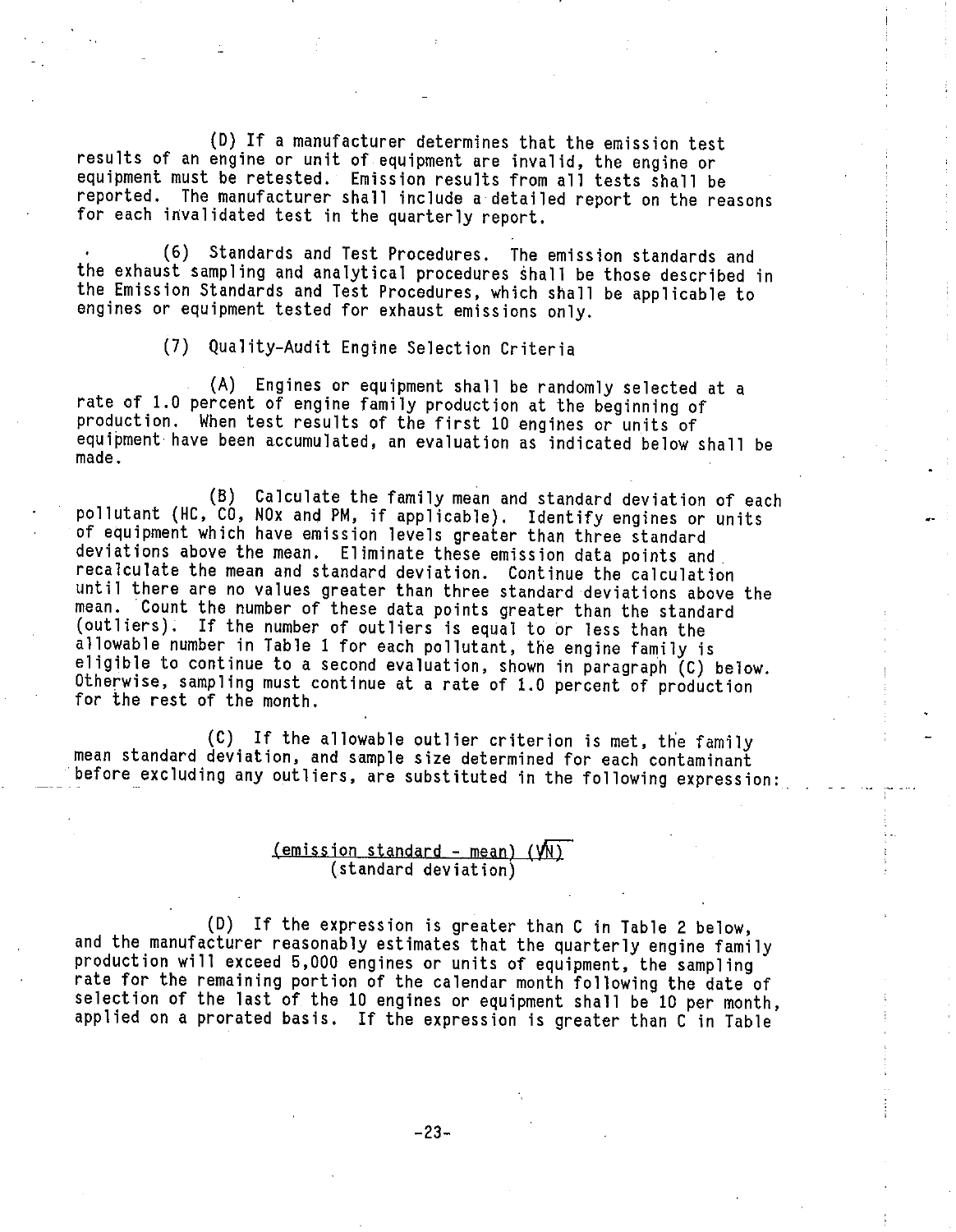(D) If a manufacturer determines that the emission test results of an engine or unit of equipment are invalid, the engine or equipment must be retested. Emission results from all tests shall be reported. The manufacturer shall include a detailed report on the reasons for each invalidated test in the quarterly report.

(6) Standards and Test Procedures. The emission standards and the exhaust sampling and analytical procedures shall be those described in the Emission Standards and Test Procedures, which shall be applicable to engines or equipment tested for exhaust emissions only.

(7) Quality-Audit Engine Selection Criteria

(A) Engines or equipment shall be randomly selected at a rate of 1.0 percent of engine family production at the beginning of production. When test results of the first 10 engines or units of equipment have been accumulated, an evaluation as indicated below shall be made.

(B) Calculate the family mean and standard deviation of each pollutant (HC, CO, NOx and PM, if applicable). Identify engines or units of equipment which have emission levels greater than three standard deviations above the mean. Eliminate these emission data points and recalculate the mean and standard deviation. Continue the calculation until there are no values greater than three standard deviations above the mean. Count the number of these data points greater than the standard (outliers). If the number of outliers is equal to or less than the allowable number in Table 1 for each pollutant, the engine family is eligible to continue to a second evaluation, shown in paragraph (C) below. Otherwise, sampling must continue at a rate of 1.0 percent of production for the rest of the month.

(C) If the allowable outlier criterion is met, the family mean standard deviation, and sample size determined for each contaminant before excluding any outliers, are substituted in the following expression:

$$\frac{(\text{emission standard} - \text{mean})\ (\sqrt{N})}{(\text{standard deviation})}$$

(D) If the expression is greater than C in Table 2 below, and the manufacturer reasonably estimates that the quarterly engine family production will exceed 5,000 engines or units of equipment, the sampling rate for the remaining portion of the calendar month following the date of selection of the last of the 10 engines or equipment shall be 10 per month, applied on a prorated basis. If the expression is greater than C in Table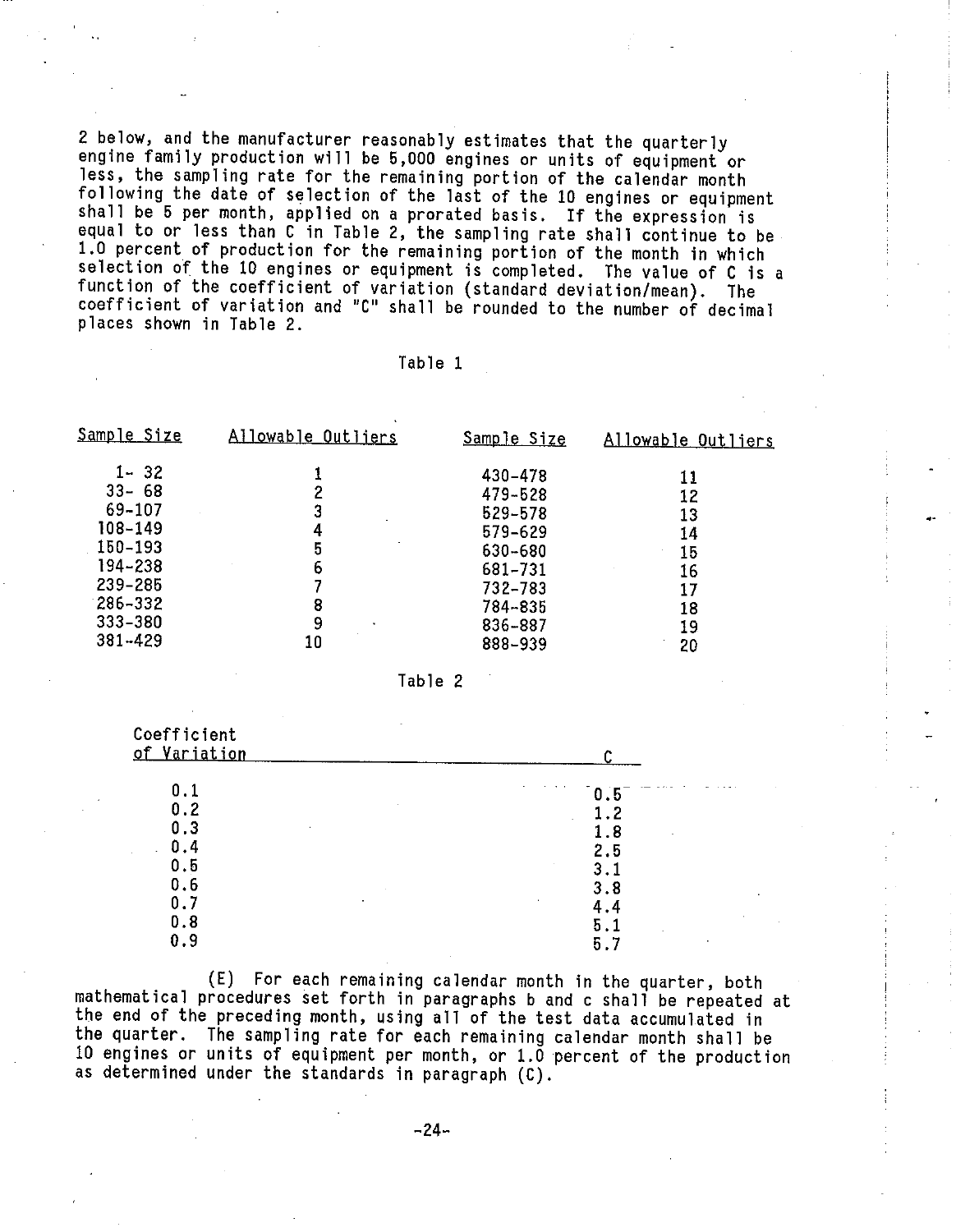2 below, and the manufacturer reasonably estimates that the quarterly engine family production will be 5,000 engines or units of equipment or less, the sampling rate for the remaining portion of the calendar month following the date of selection of the last of the 10 engines or equipment shall be 5 per month, applied on a prorated basis. If the expression is equal to or less than C in Table 2, the sampling rate shall continue to be 1.0 percent of production for the remaining portion of the month in which selection of the 10 engines or equipment is completed. The value of C is a function of the coefficient of variation (standard deviation/mean). The coefficient of variation and "C" shall be rounded to the number of decimal places shown in Table 2.

Table 1

| Sample Size | Allowable Outliers | Sample Size | Allowable Outliers |
|---|---|---|---|
| 1- 32 | 1 | 430-478 | 11 |
| 33- 68 | 2 | 479-528 | 12 |
| 69-107 | 3 | 529-578 | 13 |
| 108-149 | 4 | 579-629 | 14 |
| 150-193 | 5 | 630-680 | 15 |
| 194-238 | 6 | 681-731 | 16 |
| 239-285 | 7 | 732-783 | 17 |
| 286-332 | 8 | 784-835 | 18 |
| 333-380 | 9 | 836-887 | 19 |
| 381-429 | 10 | 888-939 | 20 |

Table 2

| Coefficient of Variation | C |
|---|---|
| 0.1 | 0.5 |
| 0.2 | 1.2 |
| 0.3 | 1.8 |
| 0.4 | 2.5 |
| 0.5 | 3.1 |
| 0.6 | 3.8 |
| 0.7 | 4.4 |
| 0.8 | 5.1 |
| 0.9 | 5.7 |

(E) For each remaining calendar month in the quarter, both mathematical procedures set forth in paragraphs b and c shall be repeated at the end of the preceding month, using all of the test data accumulated in the quarter. The sampling rate for each remaining calendar month shall be 10 engines or units of equipment per month, or 1.0 percent of the production as determined under the standards in paragraph (C).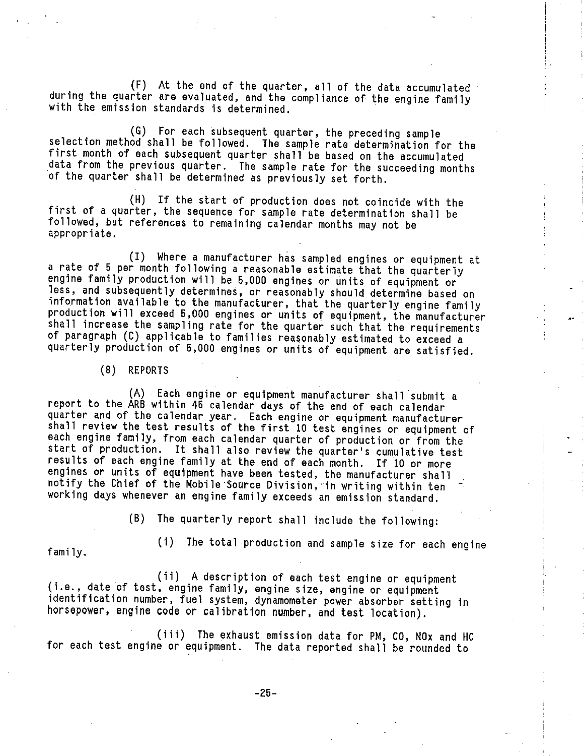(F) At the end of the quarter, all of the data accumulated during the quarter are evaluated, and the compliance of the engine family with the emission standards is determined.

(G) For each subsequent quarter, the preceding sample selection method shall be followed. The sample rate determination for the first month of each subsequent quarter shall be based on the accumulated data from the previous quarter. The sample rate for the succeeding months of the quarter shall be determined as previously set forth.

(H) If the start of production does not coincide with the first of a quarter, the sequence for sample rate determination shall be followed, but references to remaining calendar months may not be appropriate.

(I) Where a manufacturer has sampled engines or equipment at a rate of 5 per month following a reasonable estimate that the quarterly engine family production will be 5,000 engines or units of equipment or less, and subsequently determines, or reasonably should determine based on information available to the manufacturer, that the quarterly engine family production will exceed 5,000 engines or units of equipment, the manufacturer shall increase the sampling rate for the quarter such that the requirements of paragraph (C) applicable to families reasonably estimated to exceed a quarterly production of 5,000 engines or units of equipment are satisfied.

(8) REPORTS

(A) Each engine or equipment manufacturer shall submit a report to the ARB within 45 calendar days of the end of each calendar quarter and of the calendar year. Each engine or equipment manufacturer shall review the test results of the first 10 test engines or equipment of each engine family, from each calendar quarter of production or from the start of production. It shall also review the quarter's cumulative test results of each engine family at the end of each month. If 10 or more engines or units of equipment have been tested, the manufacturer shall notify the Chief of the Mobile Source Division, in writing within ten working days whenever an engine family exceeds an emission standard.

(B) The quarterly report shall include the following:

(i) The total production and sample size for each engine family.

(ii) A description of each test engine or equipment (i.e., date of test, engine family, engine size, engine or equipment identification number, fuel system, dynamometer power absorber setting in horsepower, engine code or calibration number, and test location).

(iii) The exhaust emission data for PM, CO, NOx and HC for each test engine or equipment. The data reported shall be rounded to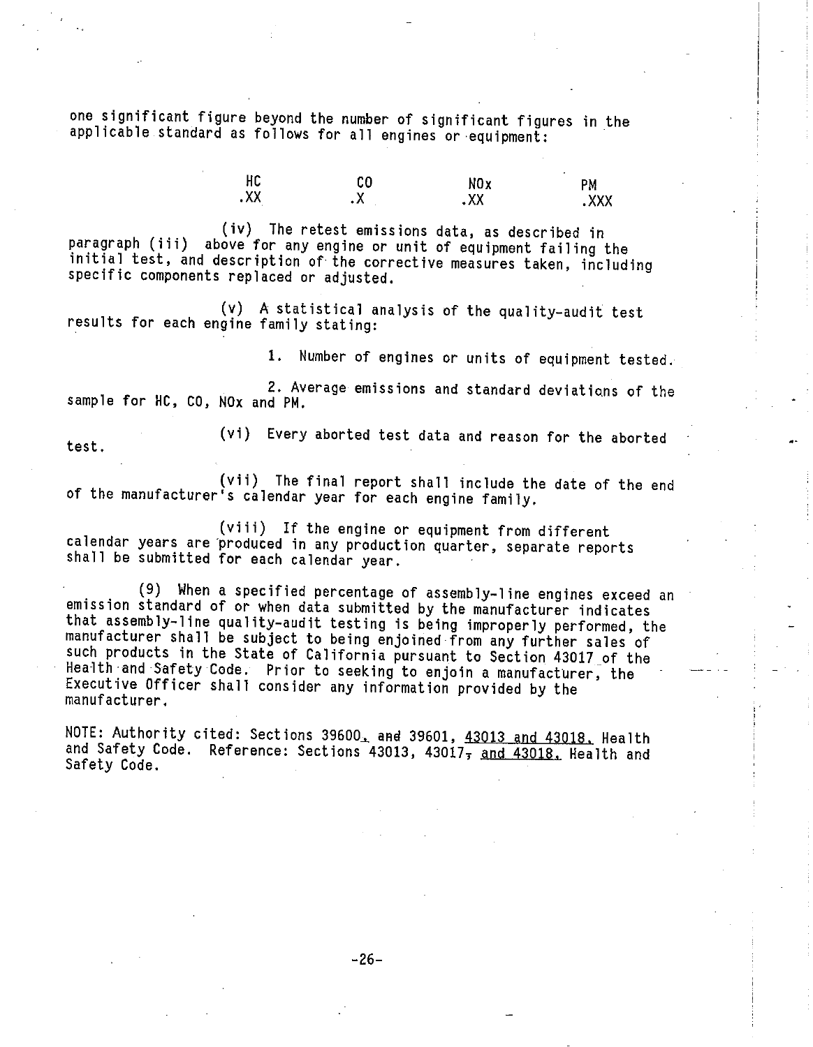one significant figure beyond the number of significant figures in the applicable standard as follows for all engines or equipment:

| HC | CO | NOx | PM |
| --- | --- | --- | --- |
| .XX | .X | .XX | .XXX |

(iv) The retest emissions data, as described in paragraph (iii) above for any engine or unit of equipment failing the initial test, and description of the corrective measures taken, including specific components replaced or adjusted.

(v) A statistical analysis of the quality-audit test results for each engine family stating:

1. Number of engines or units of equipment tested.

2. Average emissions and standard deviations of the sample for HC, CO, NOx and PM.

(vi) Every aborted test data and reason for the aborted test.

(vii) The final report shall include the date of the end of the manufacturer's calendar year for each engine family.

(viii) If the engine or equipment from different calendar years are produced in any production quarter, separate reports shall be submitted for each calendar year.

(9) When a specified percentage of assembly-line engines exceed an emission standard of or when data submitted by the manufacturer indicates that assembly-line quality-audit testing is being improperly performed, the manufacturer shall be subject to being enjoined from any further sales of such products in the State of California pursuant to Section 43017 of the Health and Safety Code. Prior to seeking to enjoin a manufacturer, the Executive Officer shall consider any information provided by the manufacturer.

NOTE: Authority cited: Sections 39600, ~~and~~ 39601, <u>43013 and 43018,</u> Health and Safety Code. Reference: Sections 43013, 43017~~,~~ <u>and 43018,</u> Health and Safety Code.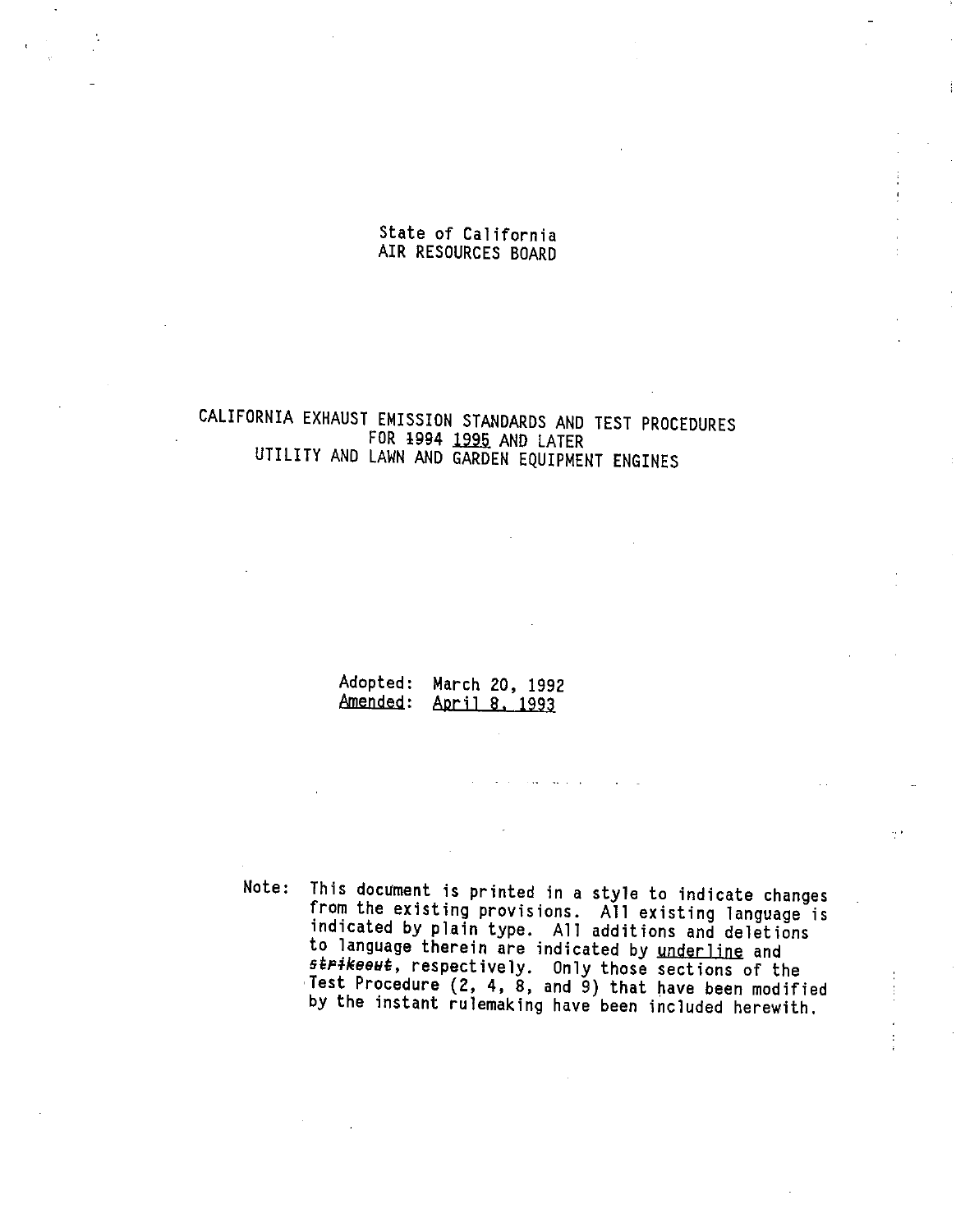State of California
AIR RESOURCES BOARD

# CALIFORNIA EXHAUST EMISSION STANDARDS AND TEST PROCEDURES FOR ~~1994~~ <u>1995</u> AND LATER UTILITY AND LAWN AND GARDEN EQUIPMENT ENGINES

Adopted: March 20, 1992
<u>Amended</u>: <u>April 8, 1993</u>

Note: This document is printed in a style to indicate changes from the existing provisions. All existing language is indicated by plain type. All additions and deletions to language therein are indicated by <u>underline</u> and ~~strikeout~~, respectively. Only those sections of the Test Procedure (2, 4, 8, and 9) that have been modified by the instant rulemaking have been included herewith.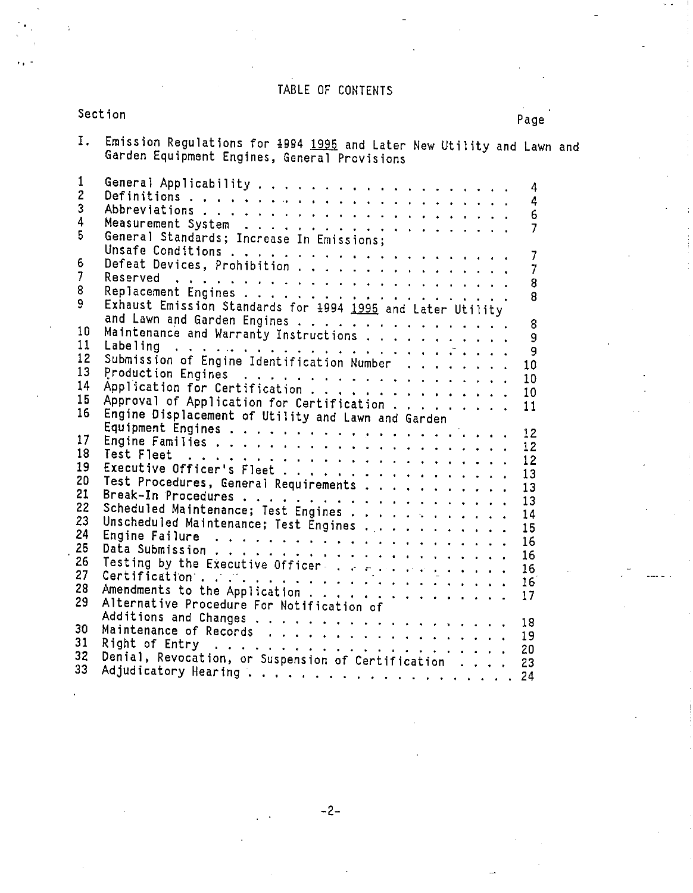# TABLE OF CONTENTS

| Section | | Page |
|---|---|---|
| I. | Emission Regulations for ~~1994~~ 1995 and Later New Utility and Lawn and Garden Equipment Engines, General Provisions | |
| 1 | General Applicability | 4 |
| 2 | Definitions | 4 |
| 3 | Abbreviations | 6 |
| 4 | Measurement System | 7 |
| 5 | General Standards; Increase In Emissions; Unsafe Conditions | 7 |
| 6 | Defeat Devices, Prohibition | 7 |
| 7 | Reserved | 8 |
| 8 | Replacement Engines | 8 |
| 9 | Exhaust Emission Standards for ~~1994~~ 1995 and Later Utility and Lawn and Garden Engines | 8 |
| 10 | Maintenance and Warranty Instructions | 9 |
| 11 | Labeling | 9 |
| 12 | Submission of Engine Identification Number | 10 |
| 13 | Production Engines | 10 |
| 14 | Application for Certification | 10 |
| 15 | Approval of Application for Certification | 11 |
| 16 | Engine Displacement of Utility and Lawn and Garden Equipment Engines | 12 |
| 17 | Engine Families | 12 |
| 18 | Test Fleet | 12 |
| 19 | Executive Officer's Fleet | 13 |
| 20 | Test Procedures, General Requirements | 13 |
| 21 | Break-In Procedures | 13 |
| 22 | Scheduled Maintenance; Test Engines | 14 |
| 23 | Unscheduled Maintenance; Test Engines | 15 |
| 24 | Engine Failure | 16 |
| 25 | Data Submission | 16 |
| 26 | Testing by the Executive Officer | 16 |
| 27 | Certification | 16 |
| 28 | Amendments to the Application | 17 |
| 29 | Alternative Procedure For Notification of Additions and Changes | 18 |
| 30 | Maintenance of Records | 19 |
| 31 | Right of Entry | 20 |
| 32 | Denial, Revocation, or Suspension of Certification | 23 |
| 33 | Adjudicatory Hearing | 24 |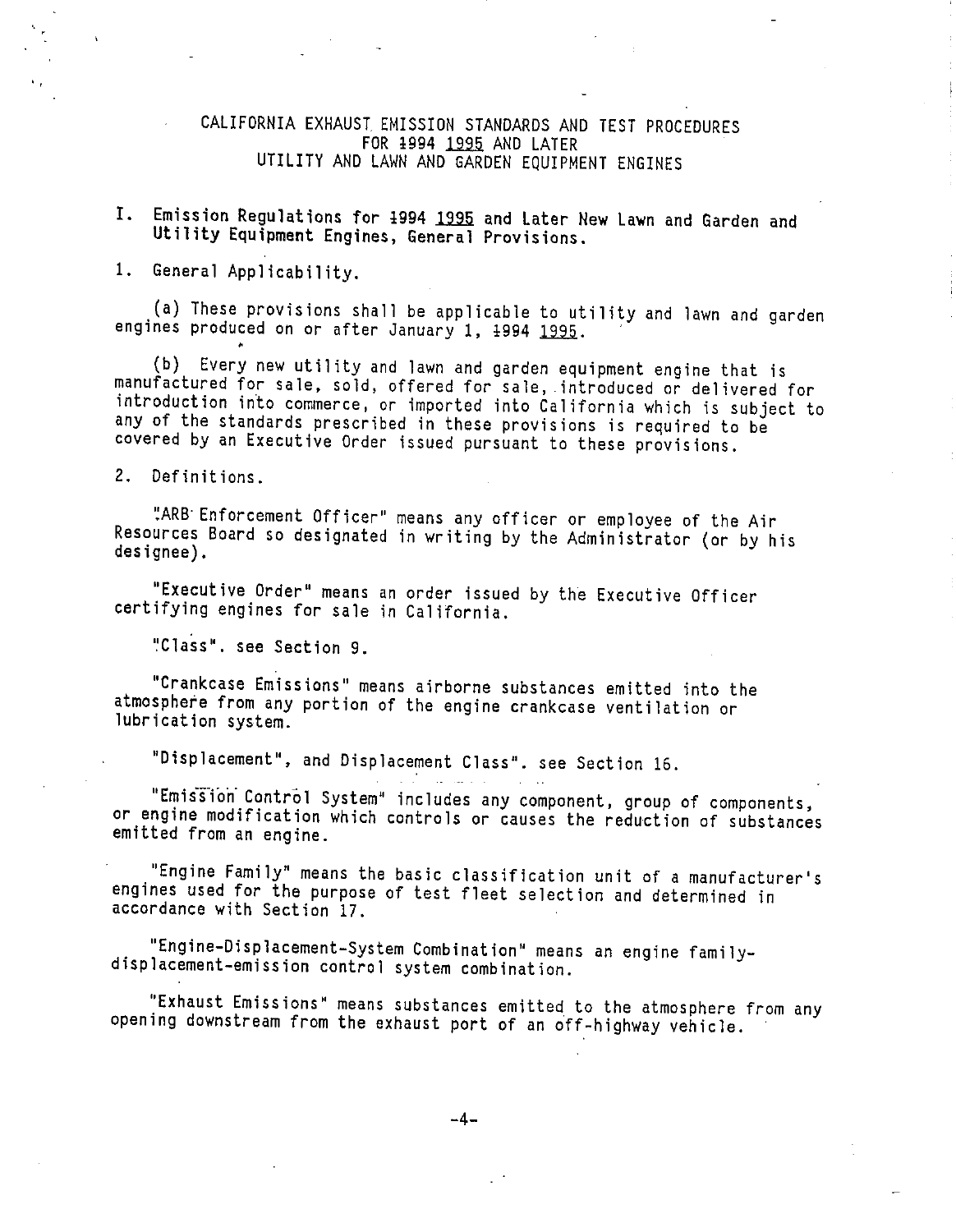# CALIFORNIA EXHAUST EMISSION STANDARDS AND TEST PROCEDURES FOR ~~1994~~ 1995 AND LATER UTILITY AND LAWN AND GARDEN EQUIPMENT ENGINES

## I. Emission Regulations for ~~1994~~ 1995 and Later New Lawn and Garden and Utility Equipment Engines, General Provisions.

### 1. General Applicability.

(a) These provisions shall be applicable to utility and lawn and garden engines produced on or after January 1, ~~1994~~ 1995.

(b) Every new utility and lawn and garden equipment engine that is manufactured for sale, sold, offered for sale, introduced or delivered for introduction into commerce, or imported into California which is subject to any of the standards prescribed in these provisions is required to be covered by an Executive Order issued pursuant to these provisions.

### 2. Definitions.

"ARB Enforcement Officer" means any officer or employee of the Air Resources Board so designated in writing by the Administrator (or by his designee).

"Executive Order" means an order issued by the Executive Officer certifying engines for sale in California.

"Class". see Section 9.

"Crankcase Emissions" means airborne substances emitted into the atmosphere from any portion of the engine crankcase ventilation or lubrication system.

"Displacement", and Displacement Class". see Section 16.

"Emission Control System" includes any component, group of components, or engine modification which controls or causes the reduction of substances emitted from an engine.

"Engine Family" means the basic classification unit of a manufacturer's engines used for the purpose of test fleet selection and determined in accordance with Section 17.

"Engine-Displacement-System Combination" means an engine family-displacement-emission control system combination.

"Exhaust Emissions" means substances emitted to the atmosphere from any opening downstream from the exhaust port of an off-highway vehicle.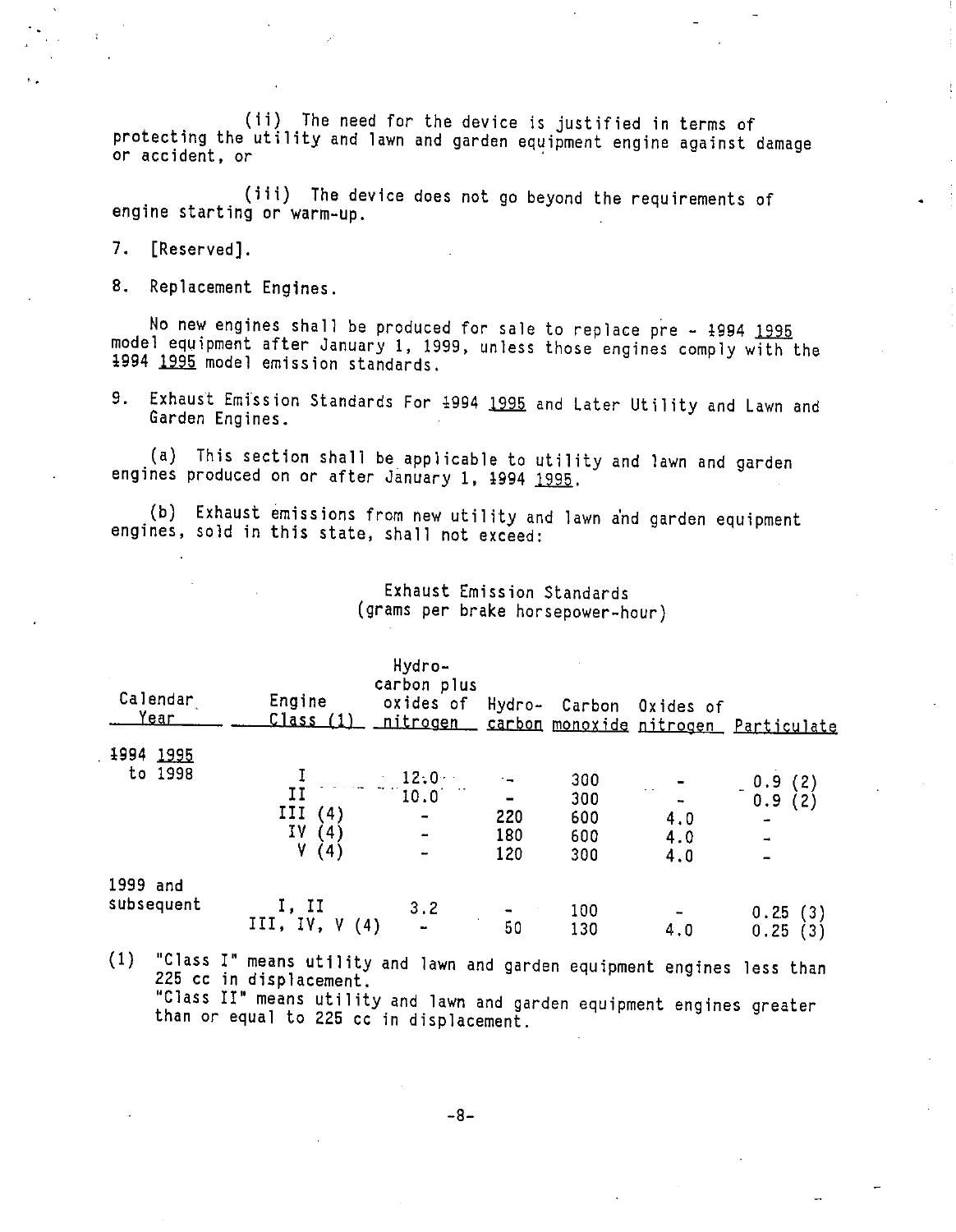(ii) The need for the device is justified in terms of protecting the utility and lawn and garden equipment engine against damage or accident, or

(iii) The device does not go beyond the requirements of engine starting or warm-up.

7. [Reserved].

8. Replacement Engines.

No new engines shall be produced for sale to replace pre - ~~1994~~ 1995 model equipment after January 1, 1999, unless those engines comply with the ~~1994~~ 1995 model emission standards.

9. Exhaust Emission Standards For ~~1994~~ 1995 and Later Utility and Lawn and Garden Engines.

(a) This section shall be applicable to utility and lawn and garden engines produced on or after January 1, ~~1994~~ 1995.

(b) Exhaust emissions from new utility and lawn and garden equipment engines, sold in this state, shall not exceed:

Exhaust Emission Standards
(grams per brake horsepower-hour)

| Calendar Year | Engine Class (1) | Hydrocarbon plus oxides of nitrogen | Hydrocarbon | Carbon monoxide | Oxides of nitrogen | Particulate |
|---|---|---|---|---|---|---|
| ~~1994~~ 1995 to 1998 | I | 12.0 | - | 300 | - | 0.9 (2) |
| | II | 10.0 | - | 300 | - | 0.9 (2) |
| | III (4) | - | 220 | 600 | 4.0 | - |
| | IV (4) | - | 180 | 600 | 4.0 | - |
| | V (4) | - | 120 | 300 | 4.0 | - |
| 1999 and subsequent | I, II | 3.2 | - | 100 | - | 0.25 (3) |
| | III, IV, V (4) | - | 50 | 130 | 4.0 | 0.25 (3) |

(1) "Class I" means utility and lawn and garden equipment engines less than 225 cc in displacement.
"Class II" means utility and lawn and garden equipment engines greater than or equal to 225 cc in displacement.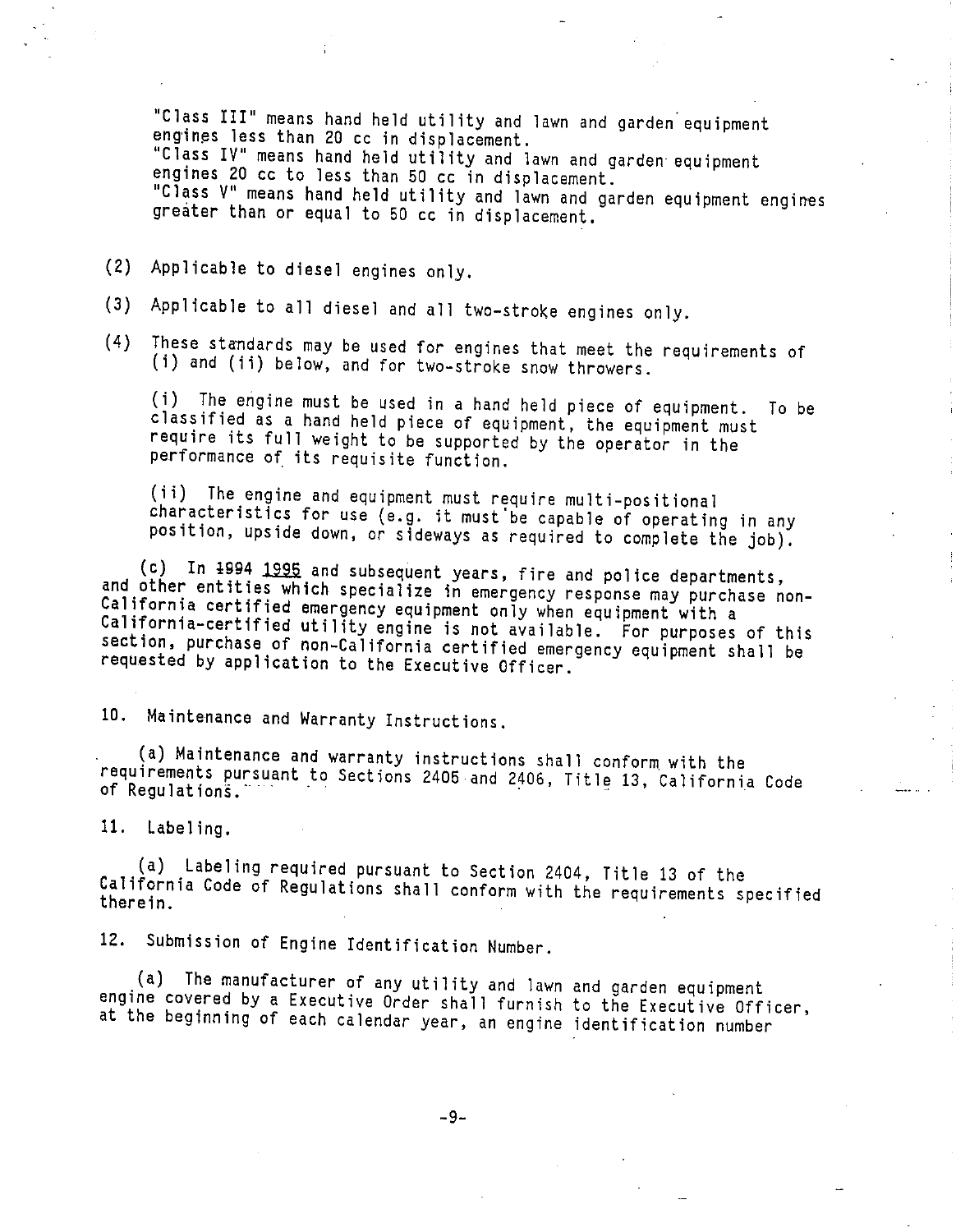"Class III" means hand held utility and lawn and garden equipment engines less than 20 cc in displacement.
"Class IV" means hand held utility and lawn and garden equipment engines 20 cc to less than 50 cc in displacement.
"Class V" means hand held utility and lawn and garden equipment engines greater than or equal to 50 cc in displacement.

(2) Applicable to diesel engines only.

(3) Applicable to all diesel and all two-stroke engines only.

(4) These standards may be used for engines that meet the requirements of (i) and (ii) below, and for two-stroke snow throwers.

(i) The engine must be used in a hand held piece of equipment. To be classified as a hand held piece of equipment, the equipment must require its full weight to be supported by the operator in the performance of its requisite function.

(ii) The engine and equipment must require multi-positional characteristics for use (e.g. it must be capable of operating in any position, upside down, or sideways as required to complete the job).

(c) In ~~1994~~ 1995 and subsequent years, fire and police departments, and other entities which specialize in emergency response may purchase non-California certified emergency equipment only when equipment with a California-certified utility engine is not available. For purposes of this section, purchase of non-California certified emergency equipment shall be requested by application to the Executive Officer.

10. Maintenance and Warranty Instructions.

(a) Maintenance and warranty instructions shall conform with the requirements pursuant to Sections 2405 and 2406, Title 13, California Code of Regulations.

11. Labeling.

(a) Labeling required pursuant to Section 2404, Title 13 of the California Code of Regulations shall conform with the requirements specified therein.

12. Submission of Engine Identification Number.

(a) The manufacturer of any utility and lawn and garden equipment engine covered by a Executive Order shall furnish to the Executive Officer, at the beginning of each calendar year, an engine identification number